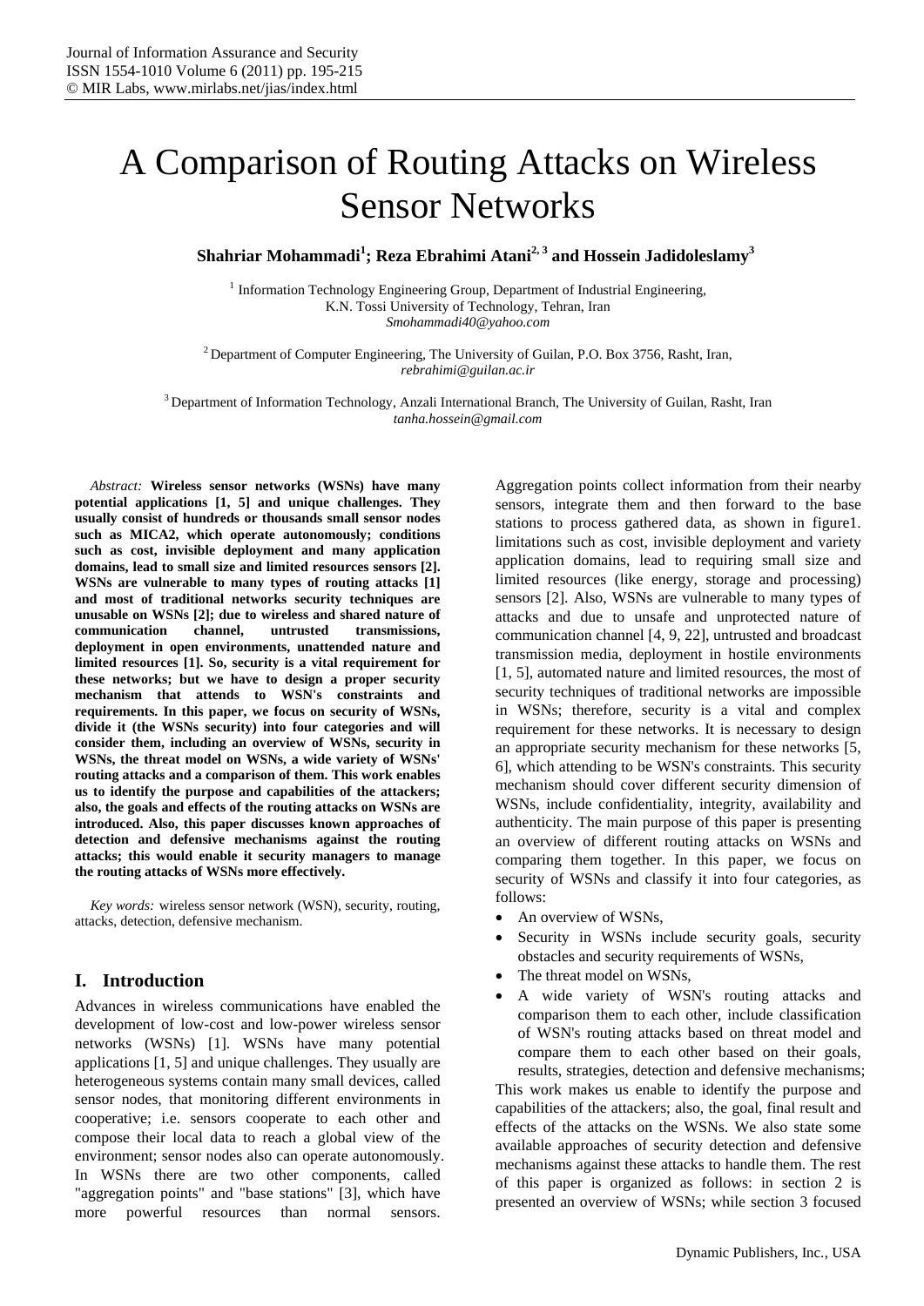# A Comparison of Routing Attacks on Wireless Sensor Networks

**Shahriar Mohammadi[1]; Reza Ebrahimi Atani[2, 3] and Hossein Jadidoleslamy[3]**

[1] Information Technology Engineering Group, Department of Industrial Engineering, K.N. Tossi University of Technology, Tehran, Iran
*Smohammadi40@yahoo.com*

[2] Department of Computer Engineering, The University of Guilan, P.O. Box 3756, Rasht, Iran,
*rebrahimi@guilan.ac.ir*

[3] Department of Information Technology, Anzali International Branch, The University of Guilan, Rasht, Iran
*tanha.hossein@gmail.com*

*Abstract:* **Wireless sensor networks (WSNs) have many potential applications [1, 5] and unique challenges. They usually consist of hundreds or thousands small sensor nodes such as MICA2, which operate autonomously; conditions such as cost, invisible deployment and many application domains, lead to small size and limited resources sensors [2]. WSNs are vulnerable to many types of routing attacks [1] and most of traditional networks security techniques are unusable on WSNs [2]; due to wireless and shared nature of communication channel, untrusted transmissions, deployment in open environments, unattended nature and limited resources [1]. So, security is a vital requirement for these networks; but we have to design a proper security mechanism that attends to WSN's constraints and requirements. In this paper, we focus on security of WSNs, divide it (the WSNs security) into four categories and will consider them, including an overview of WSNs, security in WSNs, the threat model on WSNs, a wide variety of WSNs' routing attacks and a comparison of them. This work enables us to identify the purpose and capabilities of the attackers; also, the goals and effects of the routing attacks on WSNs are introduced. Also, this paper discusses known approaches of detection and defensive mechanisms against the routing attacks; this would enable it security managers to manage the routing attacks of WSNs more effectively.**

*Key words:* wireless sensor network (WSN), security, routing, attacks, detection, defensive mechanism.

## I. Introduction

Advances in wireless communications have enabled the development of low-cost and low-power wireless sensor networks (WSNs) [1]. WSNs have many potential applications [1, 5] and unique challenges. They usually are heterogeneous systems contain many small devices, called sensor nodes, that monitoring different environments in cooperative; i.e. sensors cooperate to each other and compose their local data to reach a global view of the environment; sensor nodes also can operate autonomously. In WSNs there are two other components, called "aggregation points" and "base stations" [3], which have more powerful resources than normal sensors. Aggregation points collect information from their nearby sensors, integrate them and then forward to the base stations to process gathered data, as shown in figure1. limitations such as cost, invisible deployment and variety application domains, lead to requiring small size and limited resources (like energy, storage and processing) sensors [2]. Also, WSNs are vulnerable to many types of attacks and due to unsafe and unprotected nature of communication channel [4, 9, 22], untrusted and broadcast transmission media, deployment in hostile environments [1, 5], automated nature and limited resources, the most of security techniques of traditional networks are impossible in WSNs; therefore, security is a vital and complex requirement for these networks. It is necessary to design an appropriate security mechanism for these networks [5, 6], which attending to be WSN's constraints. This security mechanism should cover different security dimension of WSNs, include confidentiality, integrity, availability and authenticity. The main purpose of this paper is presenting an overview of different routing attacks on WSNs and comparing them together. In this paper, we focus on security of WSNs and classify it into four categories, as follows:

- An overview of WSNs,
- Security in WSNs include security goals, security obstacles and security requirements of WSNs,
- The threat model on WSNs,
- A wide variety of WSN's routing attacks and comparison them to each other, include classification of WSN's routing attacks based on threat model and compare them to each other based on their goals, results, strategies, detection and defensive mechanisms;

This work makes us enable to identify the purpose and capabilities of the attackers; also, the goal, final result and effects of the attacks on the WSNs. We also state some available approaches of security detection and defensive mechanisms against these attacks to handle them. The rest of this paper is organized as follows: in section 2 is presented an overview of WSNs; while section 3 focused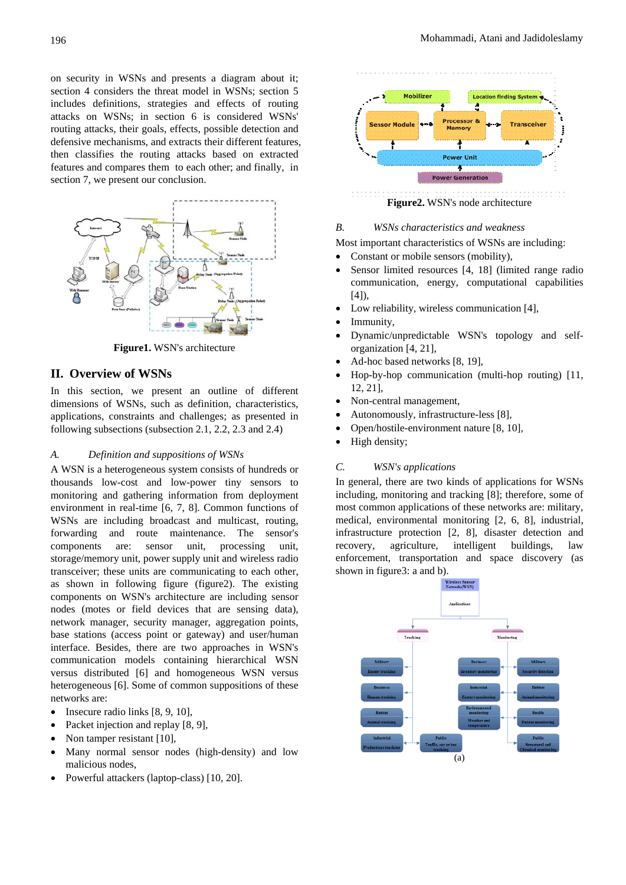on security in WSNs and presents a diagram about it; section 4 considers the threat model in WSNs; section 5 includes definitions, strategies and effects of routing attacks on WSNs; in section 6 is considered WSNs' routing attacks, their goals, effects, possible detection and defensive mechanisms, and extracts their different features, then classifies the routing attacks based on extracted features and compares them to each other; and finally, in section 7, we present our conclusion.

**Figure1.** WSN's architecture

## II. Overview of WSNs

In this section, we present an outline of different dimensions of WSNs, such as definition, characteristics, applications, constraints and challenges; as presented in following subsections (subsection 2.1, 2.2, 2.3 and 2.4)

### *A. Definition and suppositions of WSNs*

A WSN is a heterogeneous system consists of hundreds or thousands low-cost and low-power tiny sensors to monitoring and gathering information from deployment environment in real-time [6, 7, 8]. Common functions of WSNs are including broadcast and multicast, routing, forwarding and route maintenance. The sensor's components are: sensor unit, processing unit, storage/memory unit, power supply unit and wireless radio transceiver; these units are communicating to each other, as shown in following figure (figure2). The existing components on WSN's architecture are including sensor nodes (motes or field devices that are sensing data), network manager, security manager, aggregation points, base stations (access point or gateway) and user/human interface. Besides, there are two approaches in WSN's communication models containing hierarchical WSN versus distributed [6] and homogeneous WSN versus heterogeneous [6]. Some of common suppositions of these networks are:

- Insecure radio links [8, 9, 10],
- Packet injection and replay [8, 9],
- Non tamper resistant [10],
- Many normal sensor nodes (high-density) and low malicious nodes,
- Powerful attackers (laptop-class) [10, 20].

**Figure2.** WSN's node architecture

### *B. WSNs characteristics and weakness*

Most important characteristics of WSNs are including:

- Constant or mobile sensors (mobility),
- Sensor limited resources [4, 18] (limited range radio communication, energy, computational capabilities [4]),
- Low reliability, wireless communication [4],
- Immunity,
- Dynamic/unpredictable WSN's topology and self-organization [4, 21],
- Ad-hoc based networks [8, 19],
- Hop-by-hop communication (multi-hop routing) [11, 12, 21],
- Non-central management,
- Autonomously, infrastructure-less [8],
- Open/hostile-environment nature [8, 10],
- High density;

### *C. WSN's applications*

In general, there are two kinds of applications for WSNs including, monitoring and tracking [8]; therefore, some of most common applications of these networks are: military, medical, environmental monitoring [2, 6, 8], industrial, infrastructure protection [2, 8], disaster detection and recovery, agriculture, intelligent buildings, law enforcement, transportation and space discovery (as shown in figure3: a and b).

(a)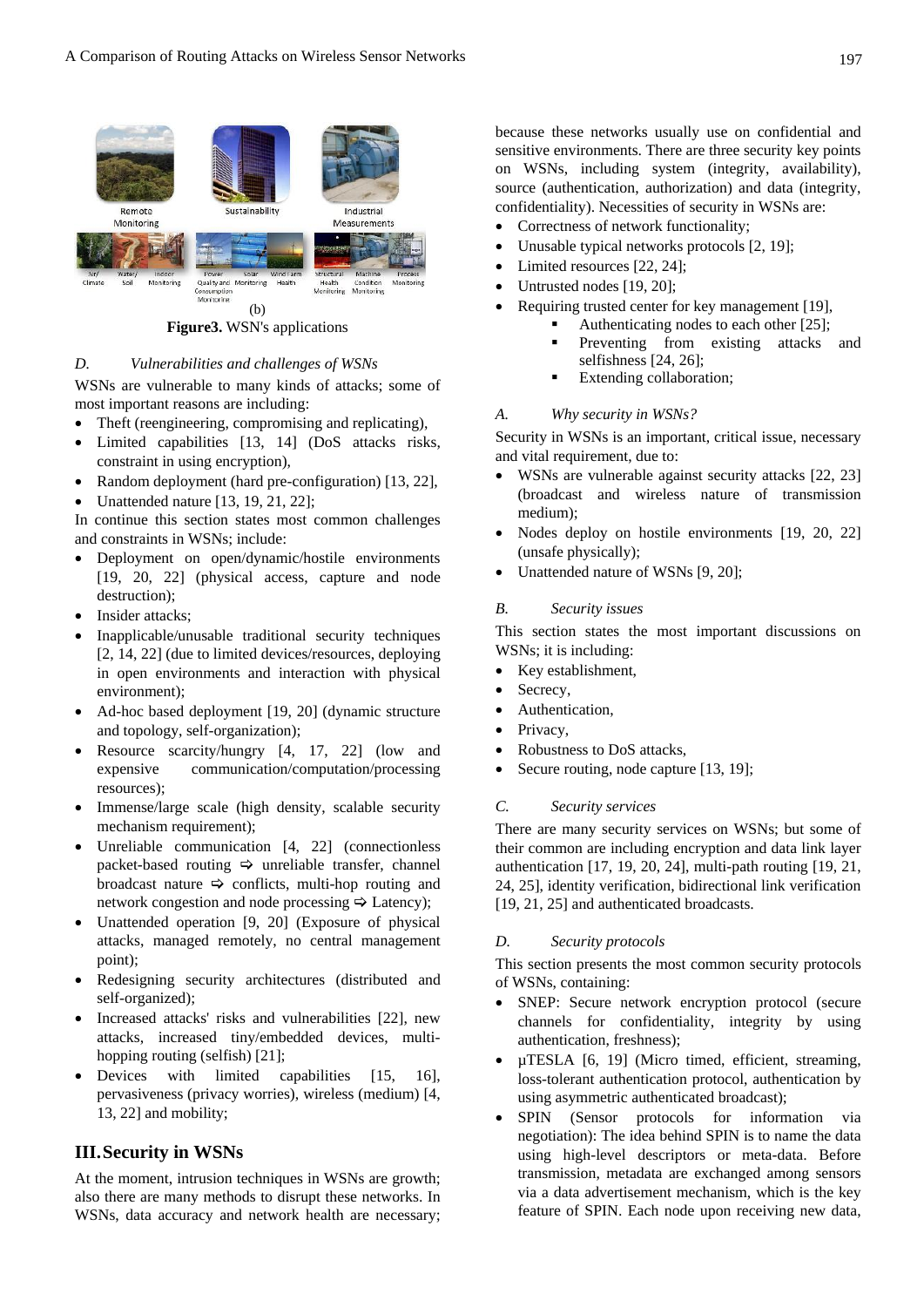(b)

**Figure3.** WSN's applications

### D. Vulnerabilities and challenges of WSNs

WSNs are vulnerable to many kinds of attacks; some of most important reasons are including:

- Theft (reengineering, compromising and replicating),
- Limited capabilities [13, 14] (DoS attacks risks, constraint in using encryption),
- Random deployment (hard pre-configuration) [13, 22],
- Unattended nature [13, 19, 21, 22];

In continue this section states most common challenges and constraints in WSNs; include:

- Deployment on open/dynamic/hostile environments [19, 20, 22] (physical access, capture and node destruction);
- Insider attacks;
- Inapplicable/unusable traditional security techniques [2, 14, 22] (due to limited devices/resources, deploying in open environments and interaction with physical environment);
- Ad-hoc based deployment [19, 20] (dynamic structure and topology, self-organization);
- Resource scarcity/hungry [4, 17, 22] (low and expensive communication/computation/processing resources);
- Immense/large scale (high density, scalable security mechanism requirement);
- Unreliable communication [4, 22] (connectionless packet-based routing ⇨ unreliable transfer, channel broadcast nature ⇨ conflicts, multi-hop routing and network congestion and node processing ⇨ Latency);
- Unattended operation [9, 20] (Exposure of physical attacks, managed remotely, no central management point);
- Redesigning security architectures (distributed and self-organized);
- Increased attacks' risks and vulnerabilities [22], new attacks, increased tiny/embedded devices, multi-hopping routing (selfish) [21];
- Devices with limited capabilities [15, 16], pervasiveness (privacy worries), wireless (medium) [4, 13, 22] and mobility;

## III. Security in WSNs

At the moment, intrusion techniques in WSNs are growth; also there are many methods to disrupt these networks. In WSNs, data accuracy and network health are necessary; because these networks usually use on confidential and sensitive environments. There are three security key points on WSNs, including system (integrity, availability), source (authentication, authorization) and data (integrity, confidentiality). Necessities of security in WSNs are:

- Correctness of network functionality;
- Unusable typical networks protocols [2, 19];
- Limited resources [22, 24];
- Untrusted nodes [19, 20];
- Requiring trusted center for key management [19],
    - Authenticating nodes to each other [25];
    - Preventing from existing attacks and selfishness [24, 26];
    - Extending collaboration;

### A. Why security in WSNs?

Security in WSNs is an important, critical issue, necessary and vital requirement, due to:

- WSNs are vulnerable against security attacks [22, 23] (broadcast and wireless nature of transmission medium);
- Nodes deploy on hostile environments [19, 20, 22] (unsafe physically);
- Unattended nature of WSNs [9, 20];

### B. Security issues

This section states the most important discussions on WSNs; it is including:

- Key establishment,
- Secrecy,
- Authentication,
- Privacy,
- Robustness to DoS attacks,
- Secure routing, node capture [13, 19];

### C. Security services

There are many security services on WSNs; but some of their common are including encryption and data link layer authentication [17, 19, 20, 24], multi-path routing [19, 21, 24, 25], identity verification, bidirectional link verification [19, 21, 25] and authenticated broadcasts.

### D. Security protocols

This section presents the most common security protocols of WSNs, containing:

- SNEP: Secure network encryption protocol (secure channels for confidentiality, integrity by using authentication, freshness);
- μTESLA [6, 19] (Micro timed, efficient, streaming, loss-tolerant authentication protocol, authentication by using asymmetric authenticated broadcast);
- SPIN (Sensor protocols for information via negotiation): The idea behind SPIN is to name the data using high-level descriptors or meta-data. Before transmission, metadata are exchanged among sensors via a data advertisement mechanism, which is the key feature of SPIN. Each node upon receiving new data,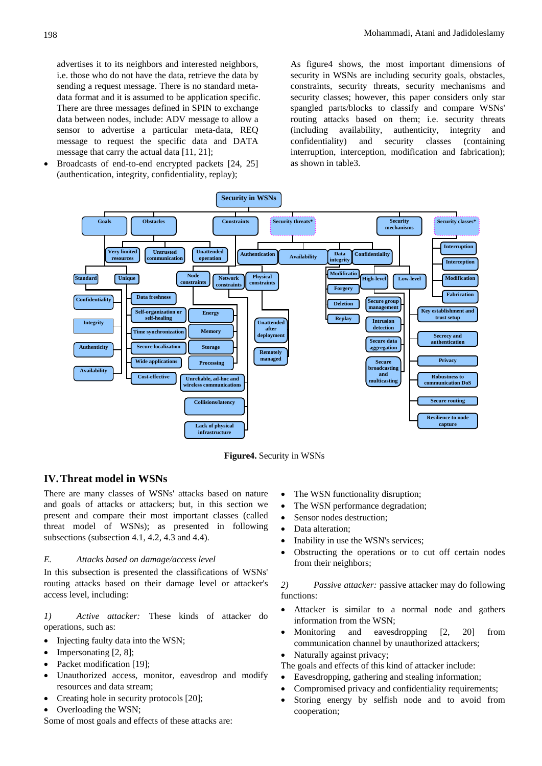advertises it to its neighbors and interested neighbors, i.e. those who do not have the data, retrieve the data by sending a request message. There is no standard meta-data format and it is assumed to be application specific. There are three messages defined in SPIN to exchange data between nodes, include: ADV message to allow a sensor to advertise a particular meta-data, REQ message to request the specific data and DATA message that carry the actual data [11, 21];

- Broadcasts of end-to-end encrypted packets [24, 25] (authentication, integrity, confidentiality, replay);

As figure4 shows, the most important dimensions of security in WSNs are including security goals, obstacles, constraints, security threats, security mechanisms and security classes; however, this paper considers only star spangled parts/blocks to classify and compare WSNs' routing attacks based on them; i.e. security threats (including availability, authenticity, integrity and confidentiality) and security classes (containing interruption, interception, modification and fabrication); as shown in table3.

**Figure4.** Security in WSNs

## IV. Threat model in WSNs

There are many classes of WSNs' attacks based on nature and goals of attacks or attackers; but, in this section we present and compare their most important classes (called threat model of WSNs); as presented in following subsections (subsection 4.1, 4.2, 4.3 and 4.4).

### *E. Attacks based on damage/access level*

In this subsection is presented the classifications of WSNs' routing attacks based on their damage level or attacker's access level, including:

*1) Active attacker:* These kinds of attacker do operations, such as:

- Injecting faulty data into the WSN;
- Impersonating [2, 8];
- Packet modification [19];
- Unauthorized access, monitor, eavesdrop and modify resources and data stream;
- Creating hole in security protocols [20];
- Overloading the WSN;

Some of most goals and effects of these attacks are:

- The WSN functionality disruption;
- The WSN performance degradation;
- Sensor nodes destruction;
- Data alteration;
- Inability in use the WSN's services;
- Obstructing the operations or to cut off certain nodes from their neighbors;

*2) Passive attacker:* passive attacker may do following functions:

- Attacker is similar to a normal node and gathers information from the WSN;
- Monitoring and eavesdropping [2, 20] from communication channel by unauthorized attackers;
- Naturally against privacy;

The goals and effects of this kind of attacker include:

- Eavesdropping, gathering and stealing information;
- Compromised privacy and confidentiality requirements;
- Storing energy by selfish node and to avoid from cooperation;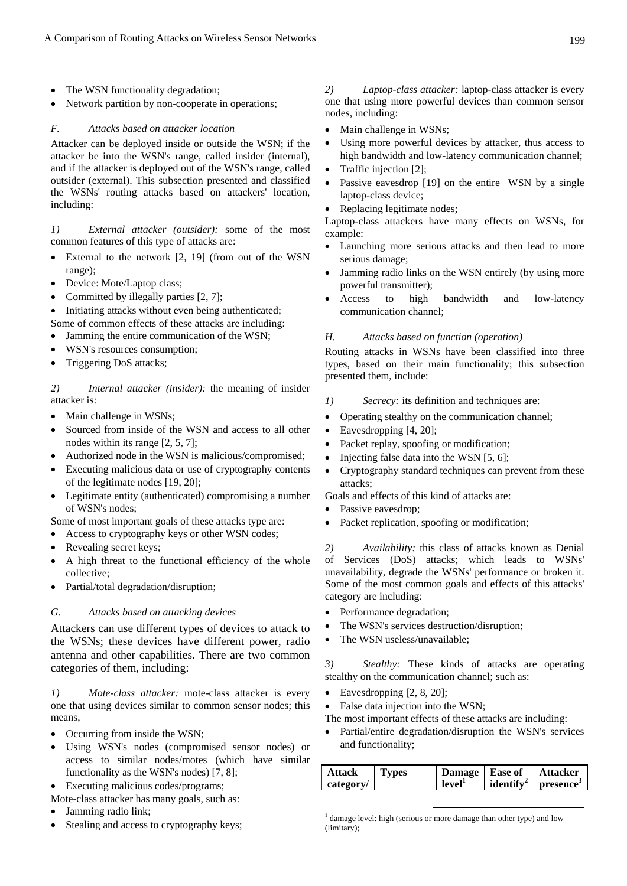- The WSN functionality degradation;
- Network partition by non-cooperate in operations;

### *F. Attacks based on attacker location*

Attacker can be deployed inside or outside the WSN; if the attacker be into the WSN's range, called insider (internal), and if the attacker is deployed out of the WSN's range, called outsider (external). This subsection presented and classified the WSNs' routing attacks based on attackers' location, including:

*1) External attacker (outsider):* some of the most common features of this type of attacks are:

- External to the network [2, 19] (from out of the WSN range);
- Device: Mote/Laptop class;
- Committed by illegally parties [2, 7];
- Initiating attacks without even being authenticated;

Some of common effects of these attacks are including:

- Jamming the entire communication of the WSN;
- WSN's resources consumption;
- Triggering DoS attacks;

*2) Internal attacker (insider):* the meaning of insider attacker is:

- Main challenge in WSNs;
- Sourced from inside of the WSN and access to all other nodes within its range [2, 5, 7];
- Authorized node in the WSN is malicious/compromised;
- Executing malicious data or use of cryptography contents of the legitimate nodes [19, 20];
- Legitimate entity (authenticated) compromising a number of WSN's nodes;

Some of most important goals of these attacks type are:

- Access to cryptography keys or other WSN codes;
- Revealing secret keys;
- A high threat to the functional efficiency of the whole collective;
- Partial/total degradation/disruption;

### *G. Attacks based on attacking devices*

Attackers can use different types of devices to attack to the WSNs; these devices have different power, radio antenna and other capabilities. There are two common categories of them, including:

*1) Mote-class attacker:* mote-class attacker is every one that using devices similar to common sensor nodes; this means,

- Occurring from inside the WSN;
- Using WSN's nodes (compromised sensor nodes) or access to similar nodes/motes (which have similar functionality as the WSN's nodes) [7, 8];
- Executing malicious codes/programs;

Mote-class attacker has many goals, such as:

- Jamming radio link;
- Stealing and access to cryptography keys;

*2) Laptop-class attacker:* laptop-class attacker is every one that using more powerful devices than common sensor nodes, including:

- Main challenge in WSNs;
- Using more powerful devices by attacker, thus access to high bandwidth and low-latency communication channel;
- Traffic injection [2];
- Passive eavesdrop [19] on the entire WSN by a single laptop-class device;
- Replacing legitimate nodes;

Laptop-class attackers have many effects on WSNs, for example:

- Launching more serious attacks and then lead to more serious damage;
- Jamming radio links on the WSN entirely (by using more powerful transmitter);
- Access to high bandwidth and low-latency communication channel;

### *H. Attacks based on function (operation)*

Routing attacks in WSNs have been classified into three types, based on their main functionality; this subsection presented them, include:

*1) Secrecy:* its definition and techniques are:

- Operating stealthy on the communication channel;
- Eavesdropping [4, 20];
- Packet replay, spoofing or modification;
- Injecting false data into the WSN [5, 6];
- Cryptography standard techniques can prevent from these attacks;

Goals and effects of this kind of attacks are:

- Passive eavesdrop;
- Packet replication, spoofing or modification;

*2) Availability:* this class of attacks known as Denial of Services (DoS) attacks; which leads to WSNs' unavailability, degrade the WSNs' performance or broken it. Some of the most common goals and effects of this attacks' category are including:

- Performance degradation;
- The WSN's services destruction/disruption;
- The WSN useless/unavailable;

*3) Stealthy:* These kinds of attacks are operating stealthy on the communication channel; such as:

- Eavesdropping [2, 8, 20];
- False data injection into the WSN;

The most important effects of these attacks are including:

- Partial/entire degradation/disruption the WSN's services and functionality;

| **Attack category/** | **Types** | **Damage level**[1] | **Ease of identify**[2] | **Attacker presence**[3] |
|---|---|---|---|---|

[1] damage level: high (serious or more damage than other type) and low (limitary);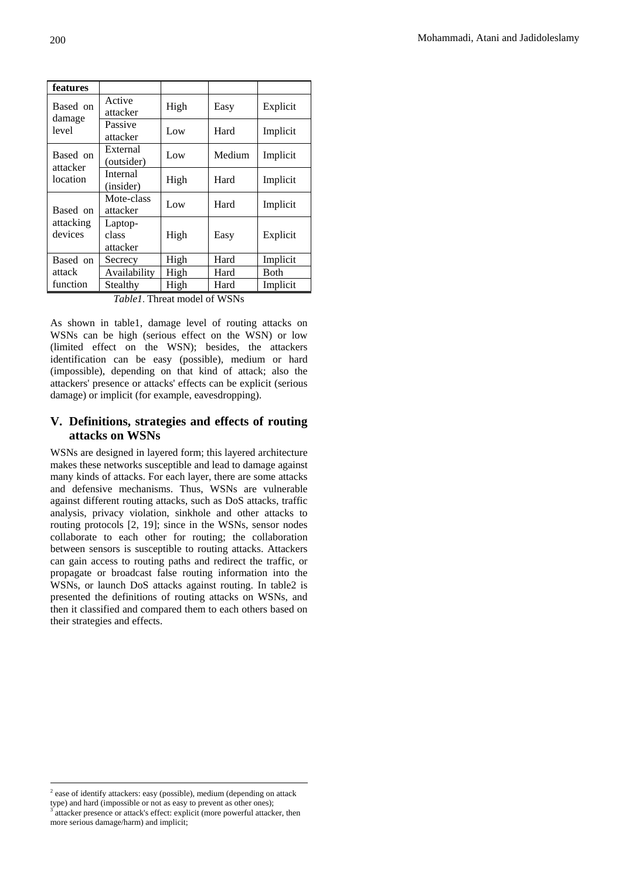| features | | | | |
|---|---|---|---|---|
| Based on damage level | Active attacker | High | Easy | Explicit |
| | Passive attacker | Low | Hard | Implicit |
| Based on attacker location | External (outsider) | Low | Medium | Implicit |
| | Internal (insider) | High | Hard | Implicit |
| Based on attacking devices | Mote-class attacker | Low | Hard | Implicit |
| | Laptop-class attacker | High | Easy | Explicit |
| Based on attack function | Secrecy | High | Hard | Implicit |
| | Availability | High | Hard | Both |
| | Stealthy | High | Hard | Implicit |

*Table1*. Threat model of WSNs

As shown in table1, damage level of routing attacks on WSNs can be high (serious effect on the WSN) or low (limited effect on the WSN); besides, the attackers identification can be easy (possible), medium or hard (impossible), depending on that kind of attack; also the attackers' presence or attacks' effects can be explicit (serious damage) or implicit (for example, eavesdropping).

## V. Definitions, strategies and effects of routing attacks on WSNs

WSNs are designed in layered form; this layered architecture makes these networks susceptible and lead to damage against many kinds of attacks. For each layer, there are some attacks and defensive mechanisms. Thus, WSNs are vulnerable against different routing attacks, such as DoS attacks, traffic analysis, privacy violation, sinkhole and other attacks to routing protocols [2, 19]; since in the WSNs, sensor nodes collaborate to each other for routing; the collaboration between sensors is susceptible to routing attacks. Attackers can gain access to routing paths and redirect the traffic, or propagate or broadcast false routing information into the WSNs, or launch DoS attacks against routing. In table2 is presented the definitions of routing attacks on WSNs, and then it classified and compared them to each others based on their strategies and effects.

---

[2] ease of identify attackers: easy (possible), medium (depending on attack type) and hard (impossible or not as easy to prevent as other ones);

[3] attacker presence or attack's effect: explicit (more powerful attacker, then more serious damage/harm) and implicit;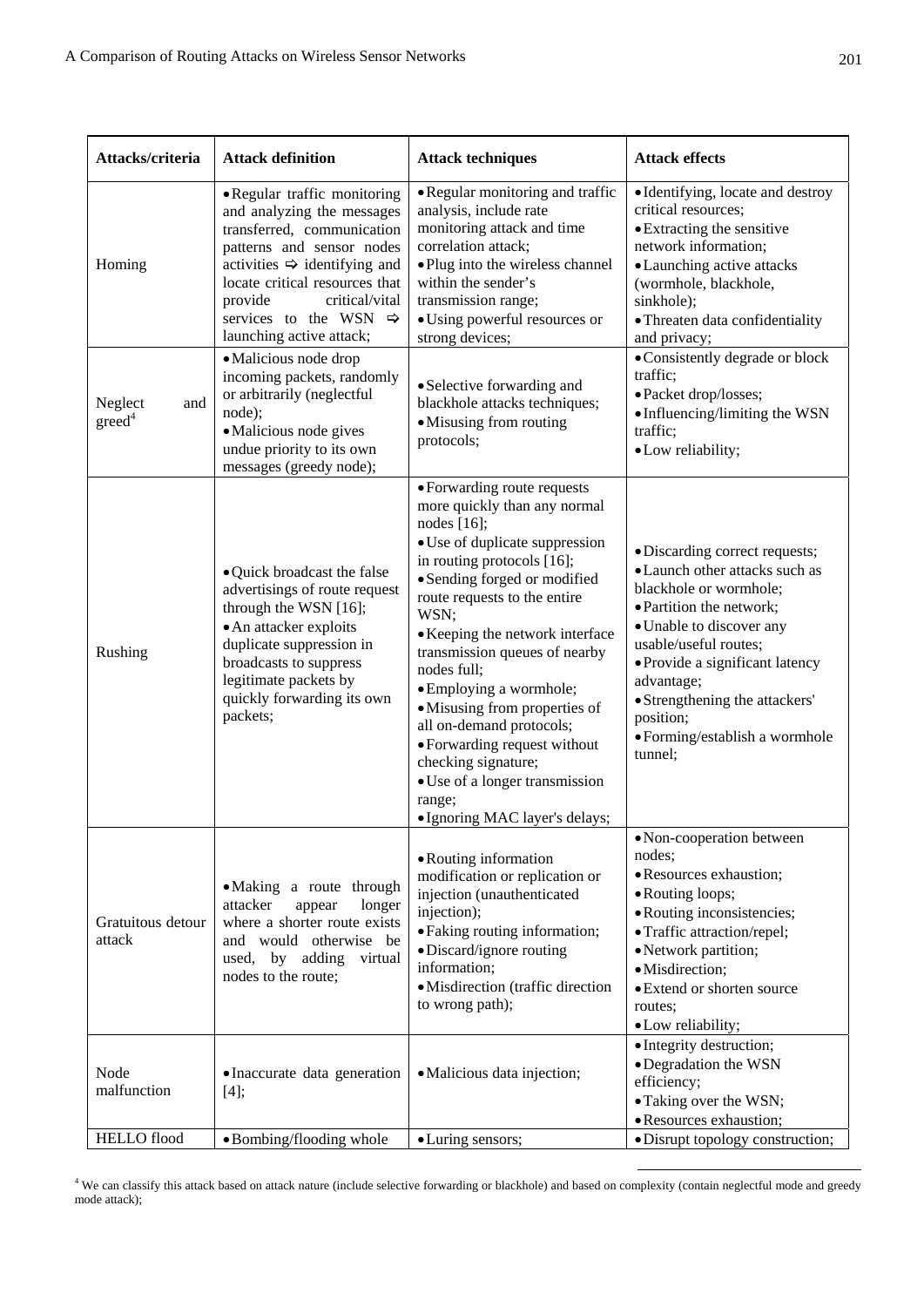| Attacks/criteria | Attack definition | Attack techniques | Attack effects |
|---|---|---|---|
| Homing | • Regular traffic monitoring and analyzing the messages transferred, communication patterns and sensor nodes activities ⇨ identifying and locate critical resources that provide critical/vital services to the WSN ⇨ launching active attack; | • Regular monitoring and traffic analysis, include rate monitoring attack and time correlation attack; • Plug into the wireless channel within the sender's transmission range; • Using powerful resources or strong devices; | • Identifying, locate and destroy critical resources; • Extracting the sensitive network information; • Launching active attacks (wormhole, blackhole, sinkhole); • Threaten data confidentiality and privacy; |
| Neglect and greed[4] | • Malicious node drop incoming packets, randomly or arbitrarily (neglectful node); • Malicious node gives undue priority to its own messages (greedy node); | • Selective forwarding and blackhole attacks techniques; • Misusing from routing protocols; | • Consistently degrade or block traffic; • Packet drop/losses; • Influencing/limiting the WSN traffic; • Low reliability; |
| Rushing | • Quick broadcast the false advertisings of route request through the WSN [16]; • An attacker exploits duplicate suppression in broadcasts to suppress legitimate packets by quickly forwarding its own packets; | • Forwarding route requests more quickly than any normal nodes [16]; • Use of duplicate suppression in routing protocols [16]; • Sending forged or modified route requests to the entire WSN; • Keeping the network interface transmission queues of nearby nodes full; • Employing a wormhole; • Misusing from properties of all on-demand protocols; • Forwarding request without checking signature; • Use of a longer transmission range; • Ignoring MAC layer's delays; | • Discarding correct requests; • Launch other attacks such as blackhole or wormhole; • Partition the network; • Unable to discover any usable/useful routes; • Provide a significant latency advantage; • Strengthening the attackers' position; • Forming/establish a wormhole tunnel; |
| Gratuitous detour attack | • Making a route through attacker appear longer where a shorter route exists and would otherwise be used, by adding virtual nodes to the route; | • Routing information modification or replication or injection (unauthenticated injection); • Faking routing information; • Discard/ignore routing information; • Misdirection (traffic direction to wrong path); | • Non-cooperation between nodes; • Resources exhaustion; • Routing loops; • Routing inconsistencies; • Traffic attraction/repel; • Network partition; • Misdirection; • Extend or shorten source routes; • Low reliability; |
| Node malfunction | • Inaccurate data generation [4]; | • Malicious data injection; | • Integrity destruction; • Degradation the WSN efficiency; • Taking over the WSN; • Resources exhaustion; |
| HELLO flood | • Bombing/flooding whole | • Luring sensors; | • Disrupt topology construction; |

[4] We can classify this attack based on attack nature (include selective forwarding or blackhole) and based on complexity (contain neglectful mode and greedy mode attack);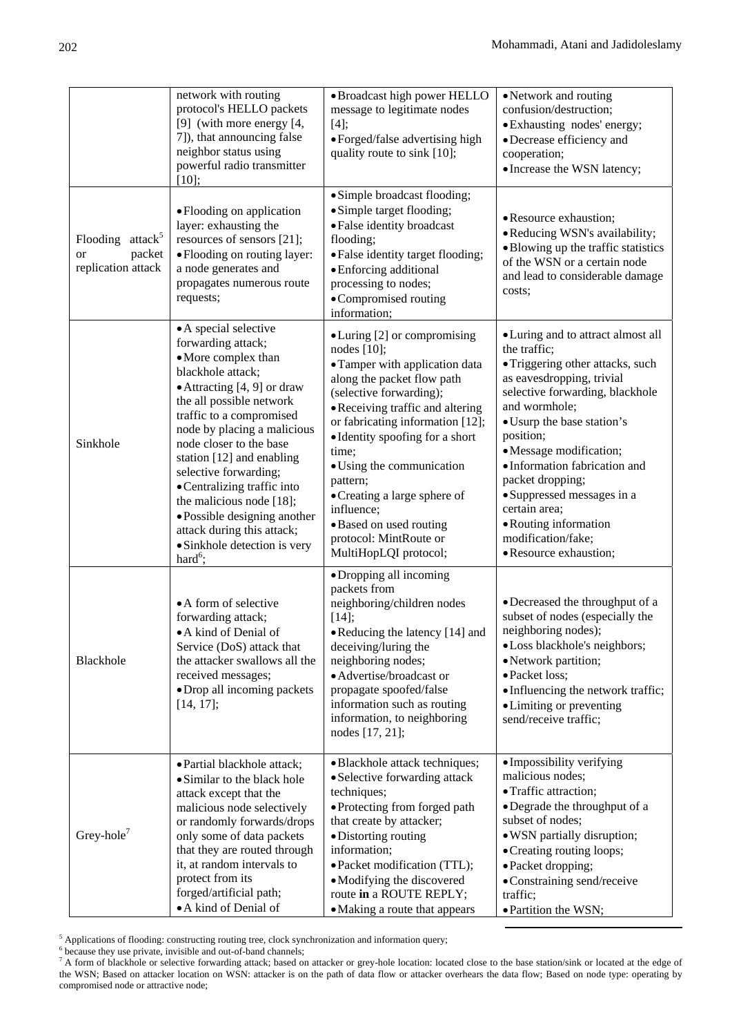| | network with routing protocol's HELLO packets [9] (with more energy [4, 7]), that announcing false neighbor status using powerful radio transmitter [10]; | • Broadcast high power HELLO message to legitimate nodes [4];<br>• Forged/false advertising high quality route to sink [10]; | • Network and routing confusion/destruction;<br>• Exhausting nodes' energy;<br>• Decrease efficiency and cooperation;<br>• Increase the WSN latency; |
|---|---|---|---|
| Flooding attack[5] or packet replication attack | • Flooding on application layer: exhausting the resources of sensors [21];<br>• Flooding on routing layer: a node generates and propagates numerous route requests; | • Simple broadcast flooding;<br>• Simple target flooding;<br>• False identity broadcast flooding;<br>• False identity target flooding;<br>• Enforcing additional processing to nodes;<br>• Compromised routing information; | • Resource exhaustion;<br>• Reducing WSN's availability;<br>• Blowing up the traffic statistics of the WSN or a certain node and lead to considerable damage costs; |
| Sinkhole | • A special selective forwarding attack;<br>• More complex than blackhole attack;<br>• Attracting [4, 9] or draw the all possible network traffic to a compromised node by placing a malicious node closer to the base station [12] and enabling selective forwarding;<br>• Centralizing traffic into the malicious node [18];<br>• Possible designing another attack during this attack;<br>• Sinkhole detection is very hard[6]; | • Luring [2] or compromising nodes [10];<br>• Tamper with application data along the packet flow path (selective forwarding);<br>• Receiving traffic and altering or fabricating information [12];<br>• Identity spoofing for a short time;<br>• Using the communication pattern;<br>• Creating a large sphere of influence;<br>• Based on used routing protocol: MintRoute or MultiHopLQI protocol; | • Luring and to attract almost all the traffic;<br>• Triggering other attacks, such as eavesdropping, trivial selective forwarding, blackhole and wormhole;<br>• Usurp the base station's position;<br>• Message modification;<br>• Information fabrication and packet dropping;<br>• Suppressed messages in a certain area;<br>• Routing information modification/fake;<br>• Resource exhaustion; |
| Blackhole | • A form of selective forwarding attack;<br>• A kind of Denial of Service (DoS) attack that the attacker swallows all the received messages;<br>• Drop all incoming packets [14, 17]; | • Dropping all incoming packets from neighboring/children nodes [14];<br>• Reducing the latency [14] and deceiving/luring the neighboring nodes;<br>• Advertise/broadcast or propagate spoofed/false information such as routing information, to neighboring nodes [17, 21]; | • Decreased the throughput of a subset of nodes (especially the neighboring nodes);<br>• Loss blackhole's neighbors;<br>• Network partition;<br>• Packet loss;<br>• Influencing the network traffic;<br>• Limiting or preventing send/receive traffic; |
| Grey-hole[7] | • Partial blackhole attack;<br>• Similar to the black hole attack except that the malicious node selectively or randomly forwards/drops only some of data packets that they are routed through it, at random intervals to protect from its forged/artificial path;<br>• A kind of Denial of | • Blackhole attack techniques;<br>• Selective forwarding attack techniques;<br>• Protecting from forged path that create by attacker;<br>• Distorting routing information;<br>• Packet modification (TTL);<br>• Modifying the discovered route **in** a ROUTE REPLY;<br>• Making a route that appears | • Impossibility verifying malicious nodes;<br>• Traffic attraction;<br>• Degrade the throughput of a subset of nodes;<br>• WSN partially disruption;<br>• Creating routing loops;<br>• Packet dropping;<br>• Constraining send/receive traffic;<br>• Partition the WSN; |

[5] Applications of flooding: constructing routing tree, clock synchronization and information query;

[6] because they use private, invisible and out-of-band channels;

[7] A form of blackhole or selective forwarding attack; based on attacker or grey-hole location: located close to the base station/sink or located at the edge of the WSN; Based on attacker location on WSN: attacker is on the path of data flow or attacker overhears the data flow; Based on node type: operating by compromised node or attractive node;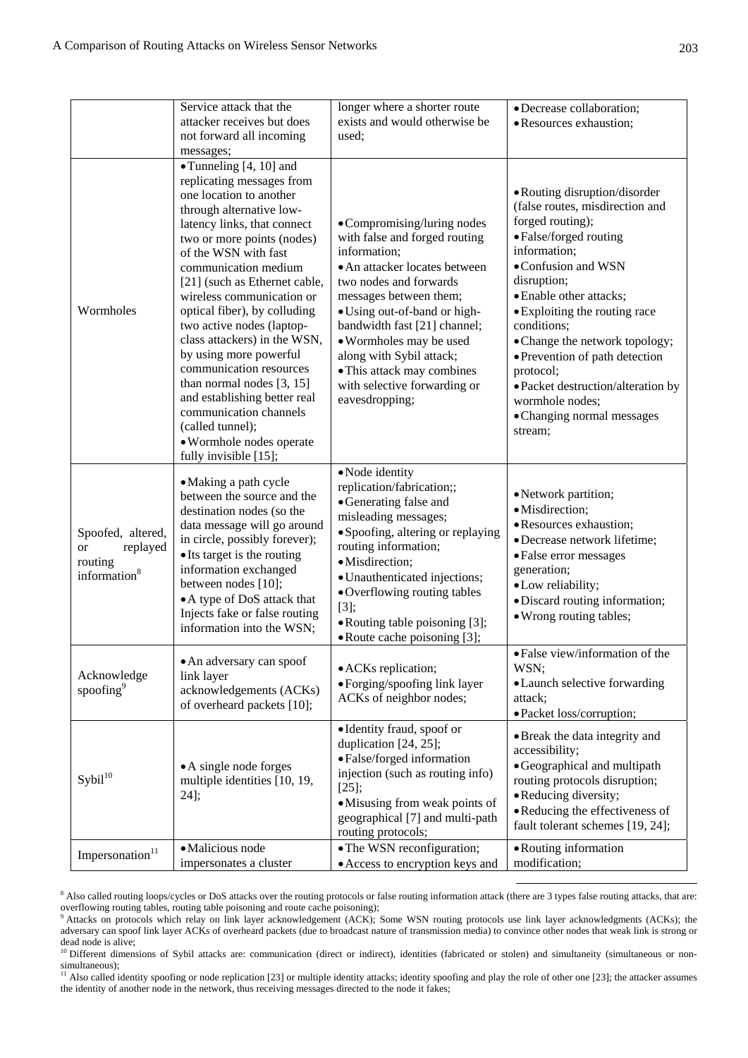| | | | |
|---|---|---|---|
| | Service attack that the attacker receives but does not forward all incoming messages; | longer where a shorter route exists and would otherwise be used; | • Decrease collaboration;<br>• Resources exhaustion; |
| Wormholes | • Tunneling [4, 10] and replicating messages from one location to another through alternative low-latency links, that connect two or more points (nodes) of the WSN with fast communication medium [21] (such as Ethernet cable, wireless communication or optical fiber), by colluding two active nodes (laptop-class attackers) in the WSN, by using more powerful communication resources than normal nodes [3, 15] and establishing better real communication channels (called tunnel);<br>• Wormhole nodes operate fully invisible [15]; | • Compromising/luring nodes with false and forged routing information;<br>• An attacker locates between two nodes and forwards messages between them;<br>• Using out-of-band or high-bandwidth fast [21] channel;<br>• Wormholes may be used along with Sybil attack;<br>• This attack may combines with selective forwarding or eavesdropping; | • Routing disruption/disorder (false routes, misdirection and forged routing);<br>• False/forged routing information;<br>• Confusion and WSN disruption;<br>• Enable other attacks;<br>• Exploiting the routing race conditions;<br>• Change the network topology;<br>• Prevention of path detection protocol;<br>• Packet destruction/alteration by wormhole nodes;<br>• Changing normal messages stream; |
| Spoofed, altered, or replayed routing information[8] | • Making a path cycle between the source and the destination nodes (so the data message will go around in circle, possibly forever);<br>• Its target is the routing information exchanged between nodes [10];<br>• A type of DoS attack that Injects fake or false routing information into the WSN; | • Node identity replication/fabrication;;<br>• Generating false and misleading messages;<br>• Spoofing, altering or replaying routing information;<br>• Misdirection;<br>• Unauthenticated injections;<br>• Overflowing routing tables [3];<br>• Routing table poisoning [3];<br>• Route cache poisoning [3]; | • Network partition;<br>• Misdirection;<br>• Resources exhaustion;<br>• Decrease network lifetime;<br>• False error messages generation;<br>• Low reliability;<br>• Discard routing information;<br>• Wrong routing tables; |
| Acknowledge spoofing[9] | • An adversary can spoof link layer acknowledgements (ACKs) of overheard packets [10]; | • ACKs replication;<br>• Forging/spoofing link layer ACKs of neighbor nodes; | • False view/information of the WSN;<br>• Launch selective forwarding attack;<br>• Packet loss/corruption; |
| Sybil[10] | • A single node forges multiple identities [10, 19, 24]; | • Identity fraud, spoof or duplication [24, 25];<br>• False/forged information injection (such as routing info) [25];<br>• Misusing from weak points of geographical [7] and multi-path routing protocols; | • Break the data integrity and accessibility;<br>• Geographical and multipath routing protocols disruption;<br>• Reducing diversity;<br>• Reducing the effectiveness of fault tolerant schemes [19, 24]; |
| Impersonation[11] | • Malicious node impersonates a cluster | • The WSN reconfiguration;<br>• Access to encryption keys and | • Routing information modification; |

[8] Also called routing loops/cycles or DoS attacks over the routing protocols or false routing information attack (there are 3 types false routing attacks, that are: overflowing routing tables, routing table poisoning and route cache poisoning);

[9] Attacks on protocols which relay on link layer acknowledgement (ACK); Some WSN routing protocols use link layer acknowledgments (ACKs); the adversary can spoof link layer ACKs of overheard packets (due to broadcast nature of transmission media) to convince other nodes that weak link is strong or dead node is alive;

[10] Different dimensions of Sybil attacks are: communication (direct or indirect), identities (fabricated or stolen) and simultaneity (simultaneous or non-simultaneous);

[11] Also called identity spoofing or node replication [23] or multiple identity attacks; identity spoofing and play the role of other one [23]; the attacker assumes the identity of another node in the network, thus receiving messages directed to the node it fakes;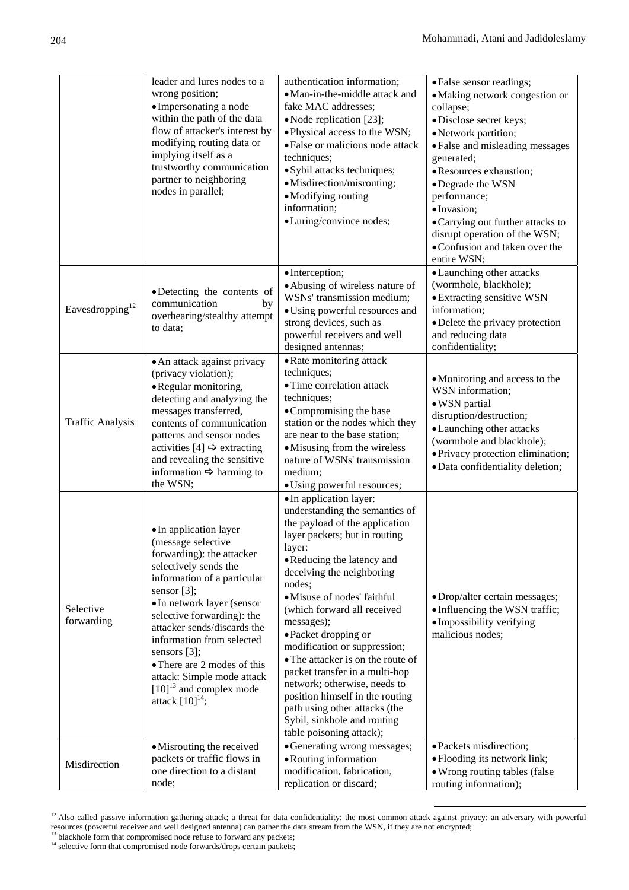| | | | |
|---|---|---|---|
| | leader and lures nodes to a wrong position;<br>• Impersonating a node within the path of the data flow of attacker's interest by modifying routing data or implying itself as a trustworthy communication partner to neighboring nodes in parallel; | authentication information;<br>• Man-in-the-middle attack and fake MAC addresses;<br>• Node replication [23];<br>• Physical access to the WSN;<br>• False or malicious node attack techniques;<br>• Sybil attacks techniques;<br>• Misdirection/misrouting;<br>• Modifying routing information;<br>• Luring/convince nodes; | • False sensor readings;<br>• Making network congestion or collapse;<br>• Disclose secret keys;<br>• Network partition;<br>• False and misleading messages generated;<br>• Resources exhaustion;<br>• Degrade the WSN performance;<br>• Invasion;<br>• Carrying out further attacks to disrupt operation of the WSN;<br>• Confusion and taken over the entire WSN; |
| Eavesdropping[12] | • Detecting the contents of communication by overhearing/stealthy attempt to data; | • Interception;<br>• Abusing of wireless nature of WSNs' transmission medium;<br>• Using powerful resources and strong devices, such as powerful receivers and well designed antennas; | • Launching other attacks (wormhole, blackhole);<br>• Extracting sensitive WSN information;<br>• Delete the privacy protection and reducing data confidentiality; |
| Traffic Analysis | • An attack against privacy (privacy violation);<br>• Regular monitoring, detecting and analyzing the messages transferred, contents of communication patterns and sensor nodes activities [4] ⇨ extracting and revealing the sensitive information ⇨ harming to the WSN; | • Rate monitoring attack techniques;<br>• Time correlation attack techniques;<br>• Compromising the base station or the nodes which they are near to the base station;<br>• Misusing from the wireless nature of WSNs' transmission medium;<br>• Using powerful resources; | • Monitoring and access to the WSN information;<br>• WSN partial disruption/destruction;<br>• Launching other attacks (wormhole and blackhole);<br>• Privacy protection elimination;<br>• Data confidentiality deletion; |
| Selective forwarding | • In application layer (message selective forwarding): the attacker selectively sends the information of a particular sensor [3];<br>• In network layer (sensor selective forwarding): the attacker sends/discards the information from selected sensors [3];<br>• There are 2 modes of this attack: Simple mode attack [10][13] and complex mode attack [10][14]; | • In application layer: understanding the semantics of the payload of the application layer packets; but in routing layer:<br>• Reducing the latency and deceiving the neighboring nodes;<br>• Misuse of nodes' faithful (which forward all received messages);<br>• Packet dropping or modification or suppression;<br>• The attacker is on the route of packet transfer in a multi-hop network; otherwise, needs to position himself in the routing path using other attacks (the Sybil, sinkhole and routing table poisoning attack); | • Drop/alter certain messages;<br>• Influencing the WSN traffic;<br>• Impossibility verifying malicious nodes; |
| Misdirection | • Misrouting the received packets or traffic flows in one direction to a distant node; | • Generating wrong messages;<br>• Routing information modification, fabrication, replication or discard; | • Packets misdirection;<br>• Flooding its network link;<br>• Wrong routing tables (false routing information); |

[12] Also called passive information gathering attack; a threat for data confidentiality; the most common attack against privacy; an adversary with powerful resources (powerful receiver and well designed antenna) can gather the data stream from the WSN, if they are not encrypted;

[13] blackhole form that compromised node refuse to forward any packets;

[14] selective form that compromised node forwards/drops certain packets;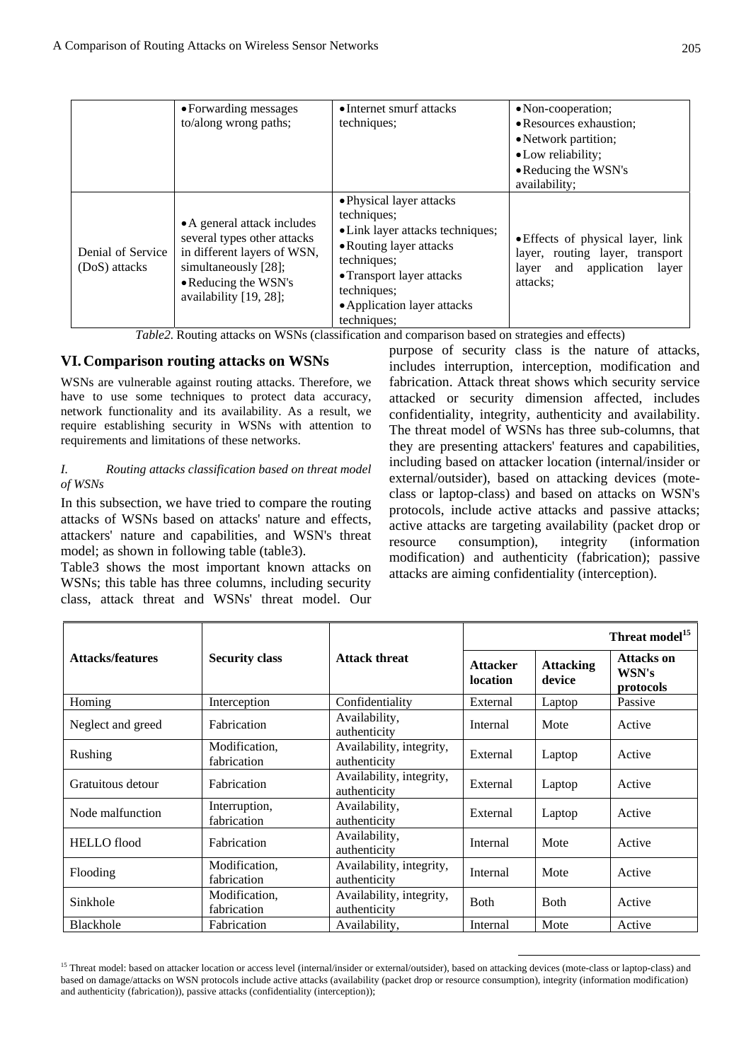| | • Forwarding messages to/along wrong paths; | • Internet smurf attacks techniques; | • Non-cooperation; • Resources exhaustion; • Network partition; • Low reliability; • Reducing the WSN's availability; |
|---|---|---|---|
| Denial of Service (DoS) attacks | • A general attack includes several types other attacks in different layers of WSN, simultaneously [28]; • Reducing the WSN's availability [19, 28]; | • Physical layer attacks techniques; • Link layer attacks techniques; • Routing layer attacks techniques; • Transport layer attacks techniques; • Application layer attacks techniques; | • Effects of physical layer, link layer, routing layer, transport layer and application layer attacks; |

*Table2*. Routing attacks on WSNs (classification and comparison based on strategies and effects)

## VI. Comparison routing attacks on WSNs

WSNs are vulnerable against routing attacks. Therefore, we have to use some techniques to protect data accuracy, network functionality and its availability. As a result, we require establishing security in WSNs with attention to requirements and limitations of these networks.

*I. Routing attacks classification based on threat model of WSNs*

In this subsection, we have tried to compare the routing attacks of WSNs based on attacks' nature and effects, attackers' nature and capabilities, and WSN's threat model; as shown in following table (table3).

Table3 shows the most important known attacks on WSNs; this table has three columns, including security class, attack threat and WSNs' threat model. Our purpose of security class is the nature of attacks, includes interruption, interception, modification and fabrication. Attack threat shows which security service attacked or security dimension affected, includes confidentiality, integrity, authenticity and availability. The threat model of WSNs has three sub-columns, that they are presenting attackers' features and capabilities, including based on attacker location (internal/insider or external/outsider), based on attacking devices (mote-class or laptop-class) and based on attacks on WSN's protocols, include active attacks and passive attacks; active attacks are targeting availability (packet drop or resource consumption), integrity (information modification) and authenticity (fabrication); passive attacks are aiming confidentiality (interception).

| Attacks/features | Security class | Attack threat | Threat model[15] | | |
|---|---|---|---|---|---|
| | | | Attacker location | Attacking device | Attacks on WSN's protocols |
| Homing | Interception | Confidentiality | External | Laptop | Passive |
| Neglect and greed | Fabrication | Availability, authenticity | Internal | Mote | Active |
| Rushing | Modification, fabrication | Availability, integrity, authenticity | External | Laptop | Active |
| Gratuitous detour | Fabrication | Availability, integrity, authenticity | External | Laptop | Active |
| Node malfunction | Interruption, fabrication | Availability, authenticity | External | Laptop | Active |
| HELLO flood | Fabrication | Availability, authenticity | Internal | Mote | Active |
| Flooding | Modification, fabrication | Availability, integrity, authenticity | Internal | Mote | Active |
| Sinkhole | Modification, fabrication | Availability, integrity, authenticity | Both | Both | Active |
| Blackhole | Fabrication | Availability, | Internal | Mote | Active |

[15] Threat model: based on attacker location or access level (internal/insider or external/outsider), based on attacking devices (mote-class or laptop-class) and based on damage/attacks on WSN protocols include active attacks (availability (packet drop or resource consumption), integrity (information modification) and authenticity (fabrication)), passive attacks (confidentiality (interception));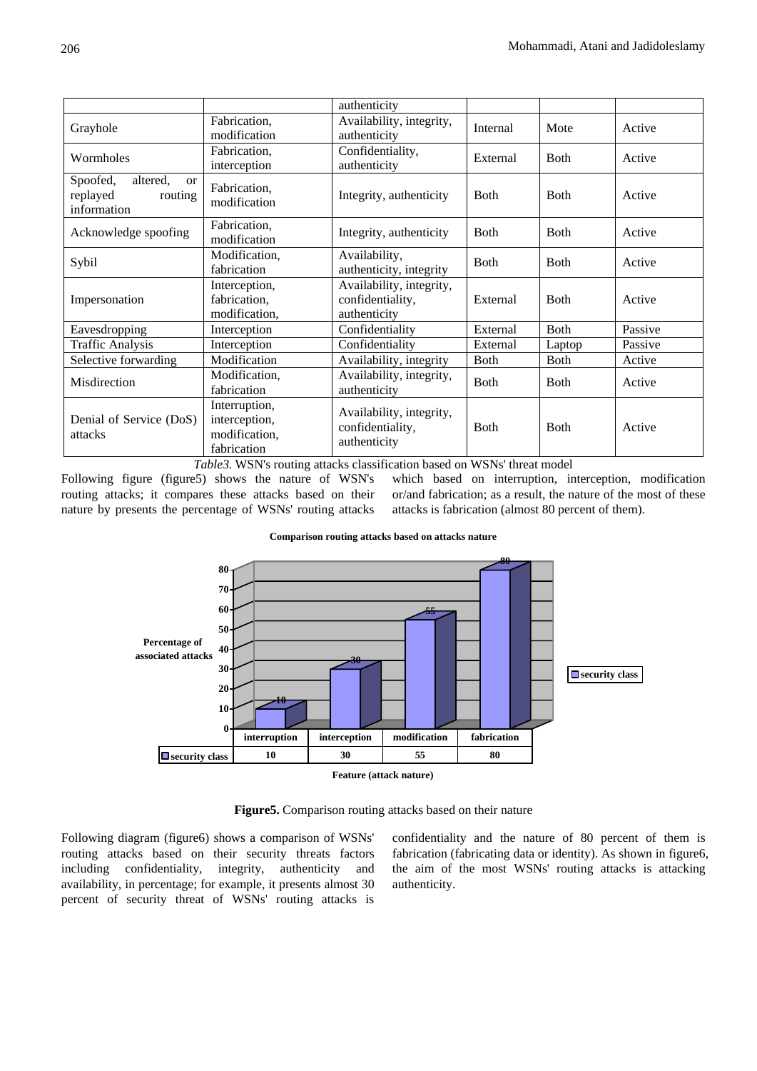| | | authenticity | | | |
|---|---|---|---|---|---|
| Grayhole | Fabrication, modification | Availability, integrity, authenticity | Internal | Mote | Active |
| Wormholes | Fabrication, interception | Confidentiality, authenticity | External | Both | Active |
| Spoofed, altered, or replayed routing information | Fabrication, modification | Integrity, authenticity | Both | Both | Active |
| Acknowledge spoofing | Fabrication, modification | Integrity, authenticity | Both | Both | Active |
| Sybil | Modification, fabrication | Availability, authenticity, integrity | Both | Both | Active |
| Impersonation | Interception, fabrication, modification, | Availability, integrity, confidentiality, authenticity | External | Both | Active |
| Eavesdropping | Interception | Confidentiality | External | Both | Passive |
| Traffic Analysis | Interception | Confidentiality | External | Laptop | Passive |
| Selective forwarding | Modification | Availability, integrity | Both | Both | Active |
| Misdirection | Modification, fabrication | Availability, integrity, authenticity | Both | Both | Active |
| Denial of Service (DoS) attacks | Interruption, interception, modification, fabrication | Availability, integrity, confidentiality, authenticity | Both | Both | Active |

*Table3.* WSN's routing attacks classification based on WSNs' threat model

Following figure (figure5) shows the nature of WSN's routing attacks; it compares these attacks based on their nature by presents the percentage of WSNs' routing attacks which based on interruption, interception, modification or/and fabrication; as a result, the nature of the most of these attacks is fabrication (almost 80 percent of them).

**Comparison routing attacks based on attacks nature**

| Feature (attack nature) | interruption | interception | modification | fabrication |
|---|---|---|---|---|
| security class (Percentage of associated attacks) | 10 | 30 | 55 | 80 |

**Figure5.** Comparison routing attacks based on their nature

Following diagram (figure6) shows a comparison of WSNs' routing attacks based on their security threats factors including confidentiality, integrity, authenticity and availability, in percentage; for example, it presents almost 30 percent of security threat of WSNs' routing attacks is confidentiality and the nature of 80 percent of them is fabrication (fabricating data or identity). As shown in figure6, the aim of the most WSNs' routing attacks is attacking authenticity.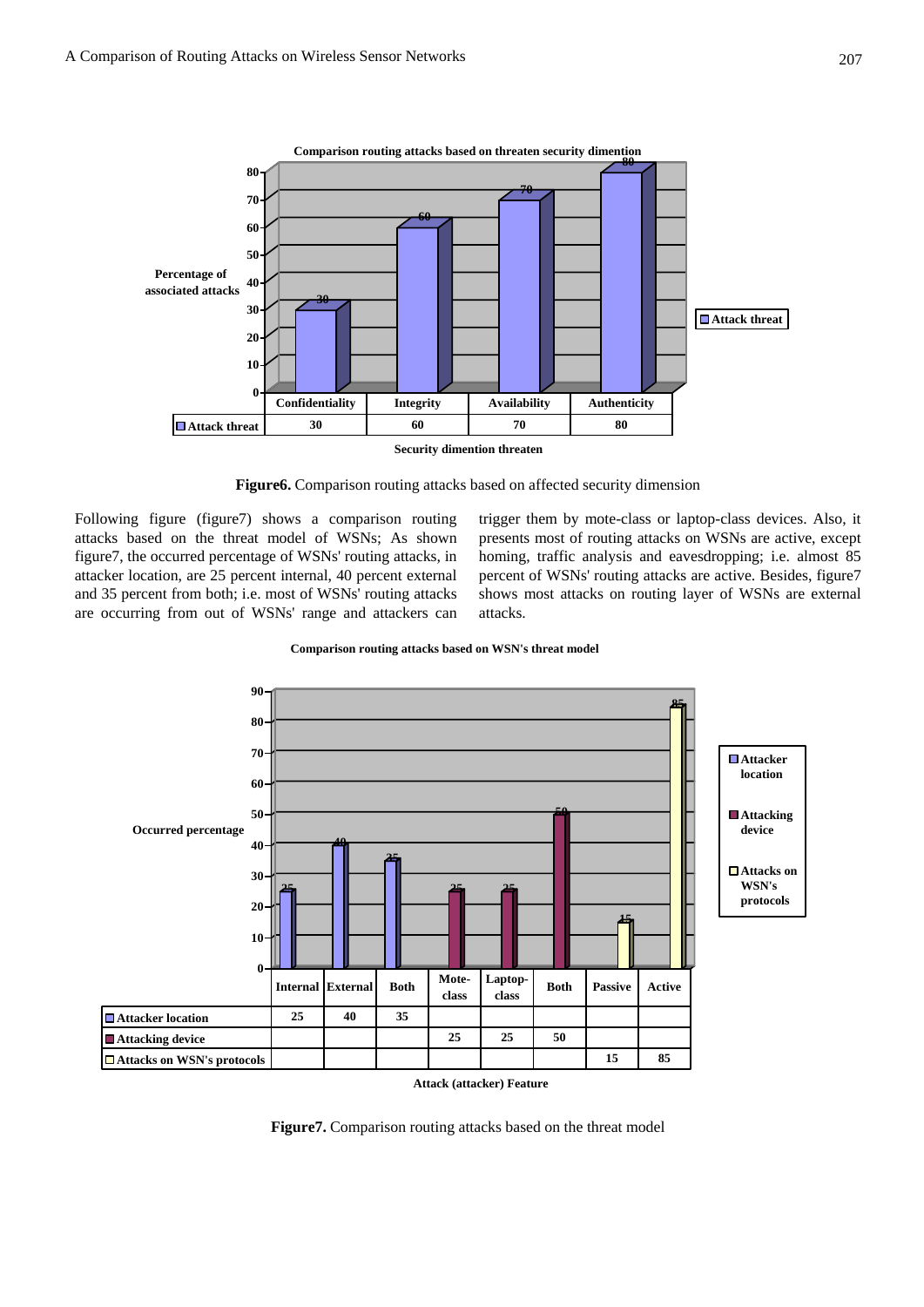**Comparison routing attacks based on threaten security dimention**

| | Confidentiality | Integrity | Availability | Authenticity |
|---|---|---|---|---|
| Attack threat | 30 | 60 | 70 | 80 |

Percentage of associated attacks

Security dimention threaten

**Figure6.** Comparison routing attacks based on affected security dimension

Following figure (figure7) shows a comparison routing attacks based on the threat model of WSNs; As shown figure7, the occurred percentage of WSNs' routing attacks, in attacker location, are 25 percent internal, 40 percent external and 35 percent from both; i.e. most of WSNs' routing attacks are occurring from out of WSNs' range and attackers can trigger them by mote-class or laptop-class devices. Also, it presents most of routing attacks on WSNs are active, except homing, traffic analysis and eavesdropping; i.e. almost 85 percent of WSNs' routing attacks are active. Besides, figure7 shows most attacks on routing layer of WSNs are external attacks.

**Comparison routing attacks based on WSN's threat model**

| | Internal | External | Both | Mote-class | Laptop-class | Both | Passive | Active |
|---|---|---|---|---|---|---|---|---|
| Attacker location | 25 | 40 | 35 | | | | | |
| Attacking device | | | | 25 | 25 | 50 | | |
| Attacks on WSN's protocols | | | | | | | 15 | 85 |

Occurred percentage

Attack (attacker) Feature

**Figure7.** Comparison routing attacks based on the threat model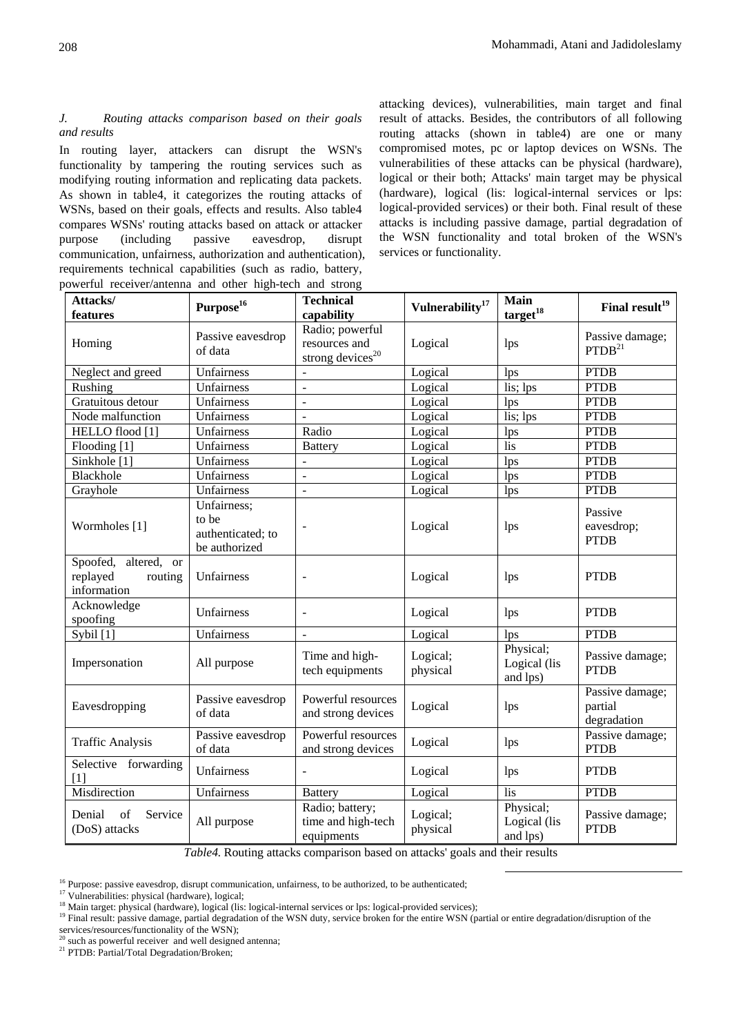### J. Routing attacks comparison based on their goals and results

In routing layer, attackers can disrupt the WSN's functionality by tampering the routing services such as modifying routing information and replicating data packets. As shown in table4, it categorizes the routing attacks of WSNs, based on their goals, effects and results. Also table4 compares WSNs' routing attacks based on attack or attacker purpose (including passive eavesdrop, disrupt communication, unfairness, authorization and authentication), requirements technical capabilities (such as radio, battery, powerful receiver/antenna and other high-tech and strong attacking devices), vulnerabilities, main target and final result of attacks. Besides, the contributors of all following routing attacks (shown in table4) are one or many compromised motes, pc or laptop devices on WSNs. The vulnerabilities of these attacks can be physical (hardware), logical or their both; Attacks' main target may be physical (hardware), logical (lis: logical-internal services or lps: logical-provided services) or their both. Final result of these attacks is including passive damage, partial degradation of the WSN functionality and total broken of the WSN's services or functionality.

| Attacks/ features | Purpose[16] | Technical capability | Vulnerability[17] | Main target[18] | Final result[19] |
|---|---|---|---|---|---|
| Homing | Passive eavesdrop of data | Radio; powerful resources and strong devices[20] | Logical | lps | Passive damage; PTDB[21] |
| Neglect and greed | Unfairness | - | Logical | lps | PTDB |
| Rushing | Unfairness | - | Logical | lis; lps | PTDB |
| Gratuitous detour | Unfairness | - | Logical | lps | PTDB |
| Node malfunction | Unfairness | - | Logical | lis; lps | PTDB |
| HELLO flood [1] | Unfairness | Radio | Logical | lps | PTDB |
| Flooding [1] | Unfairness | Battery | Logical | lis | PTDB |
| Sinkhole [1] | Unfairness | - | Logical | lps | PTDB |
| Blackhole | Unfairness | - | Logical | lps | PTDB |
| Grayhole | Unfairness | - | Logical | lps | PTDB |
| Wormholes [1] | Unfairness; to be authenticated; to be authorized | - | Logical | lps | Passive eavesdrop; PTDB |
| Spoofed, altered, or replayed routing information | Unfairness | - | Logical | lps | PTDB |
| Acknowledge spoofing | Unfairness | - | Logical | lps | PTDB |
| Sybil [1] | Unfairness | - | Logical | lps | PTDB |
| Impersonation | All purpose | Time and high-tech equipments | Logical; physical | Physical; Logical (lis and lps) | Passive damage; PTDB |
| Eavesdropping | Passive eavesdrop of data | Powerful resources and strong devices | Logical | lps | Passive damage; partial degradation |
| Traffic Analysis | Passive eavesdrop of data | Powerful resources and strong devices | Logical | lps | Passive damage; PTDB |
| Selective forwarding [1] | Unfairness | - | Logical | lps | PTDB |
| Misdirection | Unfairness | Battery | Logical | lis | PTDB |
| Denial of Service (DoS) attacks | All purpose | Radio; battery; time and high-tech equipments | Logical; physical | Physical; Logical (lis and lps) | Passive damage; PTDB |

*Table4.* Routing attacks comparison based on attacks' goals and their results

[16] Purpose: passive eavesdrop, disrupt communication, unfairness, to be authorized, to be authenticated;

[17] Vulnerabilities: physical (hardware), logical;

[18] Main target: physical (hardware), logical (lis: logical-internal services or lps: logical-provided services);

[19] Final result: passive damage, partial degradation of the WSN duty, service broken for the entire WSN (partial or entire degradation/disruption of the services/resources/functionality of the WSN);

[20] such as powerful receiver and well designed antenna;

[21] PTDB: Partial/Total Degradation/Broken;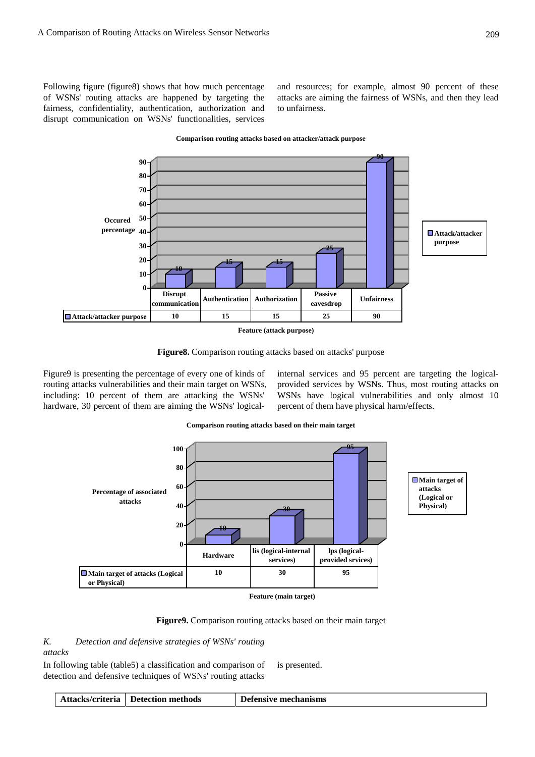Following figure (figure8) shows that how much percentage of WSNs' routing attacks are happened by targeting the fairness, confidentiality, authentication, authorization and disrupt communication on WSNs' functionalities, services and resources; for example, almost 90 percent of these attacks are aiming the fairness of WSNs, and then they lead to unfairness.

**Comparison routing attacks based on attacker/attack purpose**

| | Disrupt communication | Authentication | Authorization | Passive eavesdrop | Unfairness |
|---|---|---|---|---|---|
| Attack/attacker purpose | 10 | 15 | 15 | 25 | 90 |

**Figure8.** Comparison routing attacks based on attacks' purpose

Figure9 is presenting the percentage of every one of kinds of routing attacks vulnerabilities and their main target on WSNs, including: 10 percent of them are attacking the WSNs' hardware, 30 percent of them are aiming the WSNs' logical-internal services and 95 percent are targeting the logical-provided services by WSNs. Thus, most routing attacks on WSNs have logical vulnerabilities and only almost 10 percent of them have physical harm/effects.

**Comparison routing attacks based on their main target**

| | Hardware | Iis (logical-internal services) | Ips (logical-provided srvices) |
|---|---|---|---|
| Main target of attacks (Logical or Physical) | 10 | 30 | 95 |

**Figure9.** Comparison routing attacks based on their main target

*K. Detection and defensive strategies of WSNs' routing attacks*

In following table (table5) a classification and comparison of detection and defensive techniques of WSNs' routing attacks is presented.

| Attacks/criteria | Detection methods | Defensive mechanisms |
|---|---|---|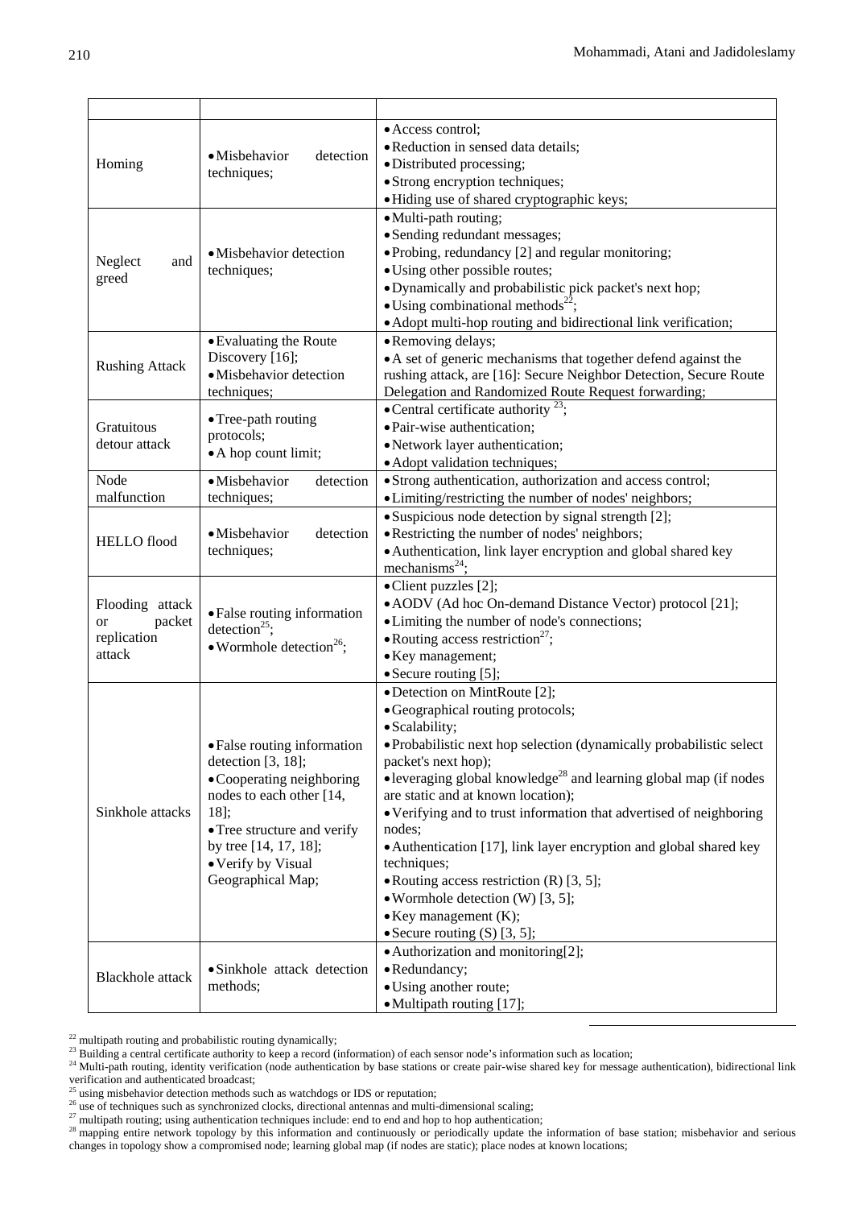| | | |
|---|---|---|
| Homing | • Misbehavior detection techniques; | • Access control;<br>• Reduction in sensed data details;<br>• Distributed processing;<br>• Strong encryption techniques;<br>• Hiding use of shared cryptographic keys; |
| Neglect and greed | • Misbehavior detection techniques; | • Multi-path routing;<br>• Sending redundant messages;<br>• Probing, redundancy [2] and regular monitoring;<br>• Using other possible routes;<br>• Dynamically and probabilistic pick packet's next hop;<br>• Using combinational methods[22];<br>• Adopt multi-hop routing and bidirectional link verification; |
| Rushing Attack | • Evaluating the Route Discovery [16];<br>• Misbehavior detection techniques; | • Removing delays;<br>• A set of generic mechanisms that together defend against the rushing attack, are [16]: Secure Neighbor Detection, Secure Route Delegation and Randomized Route Request forwarding; |
| Gratuitous detour attack | • Tree-path routing protocols;<br>• A hop count limit; | • Central certificate authority [23];<br>• Pair-wise authentication;<br>• Network layer authentication;<br>• Adopt validation techniques; |
| Node malfunction | • Misbehavior detection techniques; | • Strong authentication, authorization and access control;<br>• Limiting/restricting the number of nodes' neighbors; |
| HELLO flood | • Misbehavior detection techniques; | • Suspicious node detection by signal strength [2];<br>• Restricting the number of nodes' neighbors;<br>• Authentication, link layer encryption and global shared key mechanisms[24]; |
| Flooding attack or packet replication attack | • False routing information detection[25];<br>• Wormhole detection[26]; | • Client puzzles [2];<br>• AODV (Ad hoc On-demand Distance Vector) protocol [21];<br>• Limiting the number of node's connections;<br>• Routing access restriction[27];<br>• Key management;<br>• Secure routing [5]; |
| Sinkhole attacks | • False routing information detection [3, 18];<br>• Cooperating neighboring nodes to each other [14, 18];<br>• Tree structure and verify by tree [14, 17, 18];<br>• Verify by Visual Geographical Map; | • Detection on MintRoute [2];<br>• Geographical routing protocols;<br>• Scalability;<br>• Probabilistic next hop selection (dynamically probabilistic select packet's next hop);<br>• leveraging global knowledge[28] and learning global map (if nodes are static and at known location);<br>• Verifying and to trust information that advertised of neighboring nodes;<br>• Authentication [17], link layer encryption and global shared key techniques;<br>• Routing access restriction (R) [3, 5];<br>• Wormhole detection (W) [3, 5];<br>• Key management (K);<br>• Secure routing (S) [3, 5]; |
| Blackhole attack | • Sinkhole attack detection methods; | • Authorization and monitoring[2];<br>• Redundancy;<br>• Using another route;<br>• Multipath routing [17]; |

[22] multipath routing and probabilistic routing dynamically;

[23] Building a central certificate authority to keep a record (information) of each sensor node's information such as location;

[24] Multi-path routing, identity verification (node authentication by base stations or create pair-wise shared key for message authentication), bidirectional link verification and authenticated broadcast;

[25] using misbehavior detection methods such as watchdogs or IDS or reputation;

[26] use of techniques such as synchronized clocks, directional antennas and multi-dimensional scaling;

[27] multipath routing; using authentication techniques include: end to end and hop to hop authentication;

[28] mapping entire network topology by this information and continuously or periodically update the information of base station; misbehavior and serious changes in topology show a compromised node; learning global map (if nodes are static); place nodes at known locations;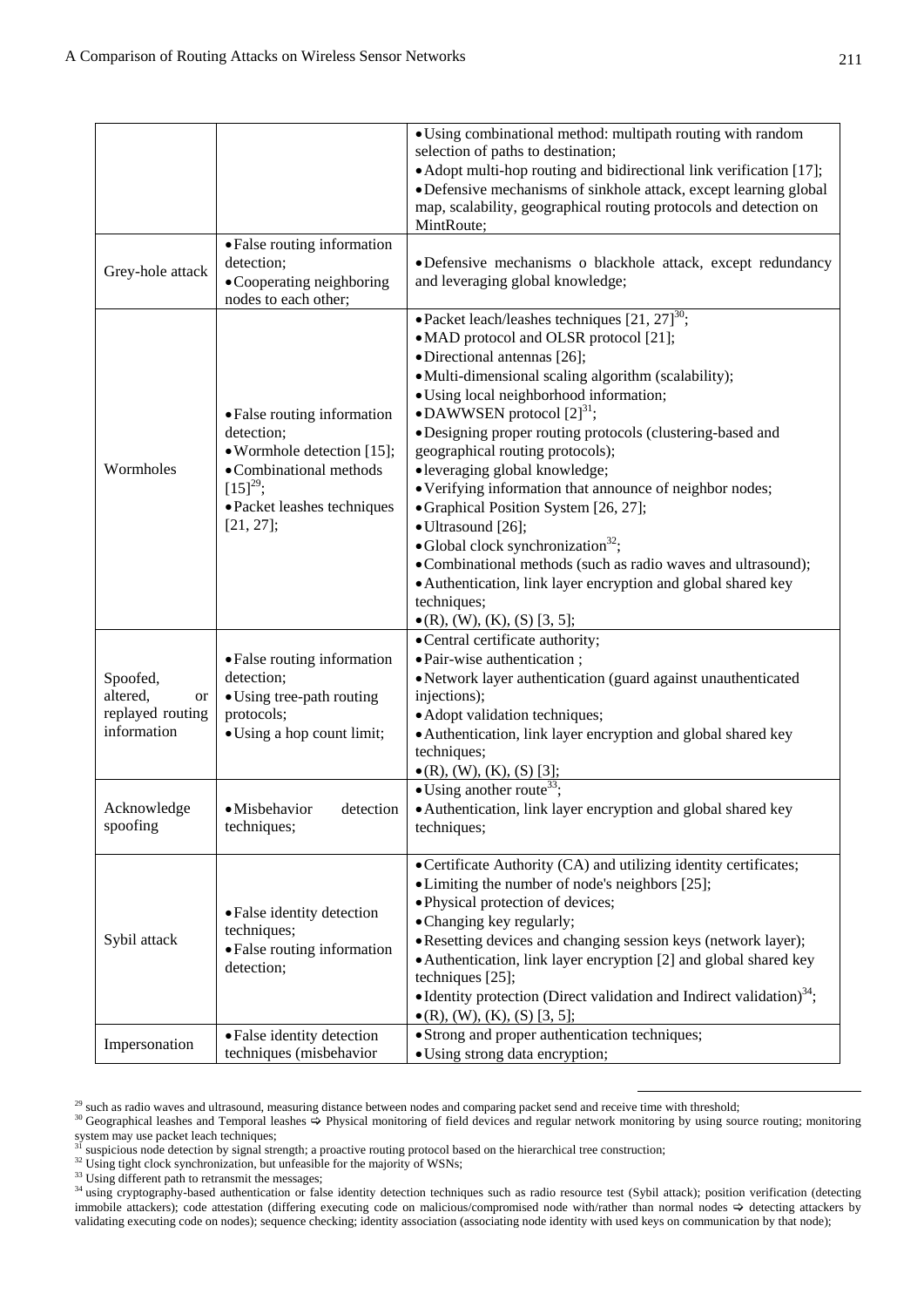| | | |
|---|---|---|
| | | • Using combinational method: multipath routing with random selection of paths to destination;<br>• Adopt multi-hop routing and bidirectional link verification [17];<br>• Defensive mechanisms of sinkhole attack, except learning global map, scalability, geographical routing protocols and detection on MintRoute; |
| Grey-hole attack | • False routing information detection;<br>• Cooperating neighboring nodes to each other; | • Defensive mechanisms o blackhole attack, except redundancy and leveraging global knowledge; |
| Wormholes | • False routing information detection;<br>• Wormhole detection [15];<br>• Combinational methods [15][29];<br>• Packet leashes techniques [21, 27]; | • Packet leach/leashes techniques [21, 27][30];<br>• MAD protocol and OLSR protocol [21];<br>• Directional antennas [26];<br>• Multi-dimensional scaling algorithm (scalability);<br>• Using local neighborhood information;<br>• DAWWSEN protocol [2][31];<br>• Designing proper routing protocols (clustering-based and geographical routing protocols);<br>• leveraging global knowledge;<br>• Verifying information that announce of neighbor nodes;<br>• Graphical Position System [26, 27];<br>• Ultrasound [26];<br>• Global clock synchronization[32];<br>• Combinational methods (such as radio waves and ultrasound);<br>• Authentication, link layer encryption and global shared key techniques;<br>• (R), (W), (K), (S) [3, 5]; |
| Spoofed, altered, or replayed routing information | • False routing information detection;<br>• Using tree-path routing protocols;<br>• Using a hop count limit; | • Central certificate authority;<br>• Pair-wise authentication ;<br>• Network layer authentication (guard against unauthenticated injections);<br>• Adopt validation techniques;<br>• Authentication, link layer encryption and global shared key techniques;<br>• (R), (W), (K), (S) [3]; |
| Acknowledge spoofing | • Misbehavior detection techniques; | • Using another route[33];<br>• Authentication, link layer encryption and global shared key techniques; |
| Sybil attack | • False identity detection techniques;<br>• False routing information detection; | • Certificate Authority (CA) and utilizing identity certificates;<br>• Limiting the number of node's neighbors [25];<br>• Physical protection of devices;<br>• Changing key regularly;<br>• Resetting devices and changing session keys (network layer);<br>• Authentication, link layer encryption [2] and global shared key techniques [25];<br>• Identity protection (Direct validation and Indirect validation)[34];<br>• (R), (W), (K), (S) [3, 5]; |
| Impersonation | • False identity detection techniques (misbehavior | • Strong and proper authentication techniques;<br>• Using strong data encryption; |

[29] such as radio waves and ultrasound, measuring distance between nodes and comparing packet send and receive time with threshold;

[30] Geographical leashes and Temporal leashes ⇨ Physical monitoring of field devices and regular network monitoring by using source routing; monitoring system may use packet leach techniques;

[31] suspicious node detection by signal strength; a proactive routing protocol based on the hierarchical tree construction;

[32] Using tight clock synchronization, but unfeasible for the majority of WSNs;

[33] Using different path to retransmit the messages;

[34] using cryptography-based authentication or false identity detection techniques such as radio resource test (Sybil attack); position verification (detecting immobile attackers); code attestation (differing executing code on malicious/compromised node with/rather than normal nodes ⇨ detecting attackers by validating executing code on nodes); sequence checking; identity association (associating node identity with used keys on communication by that node);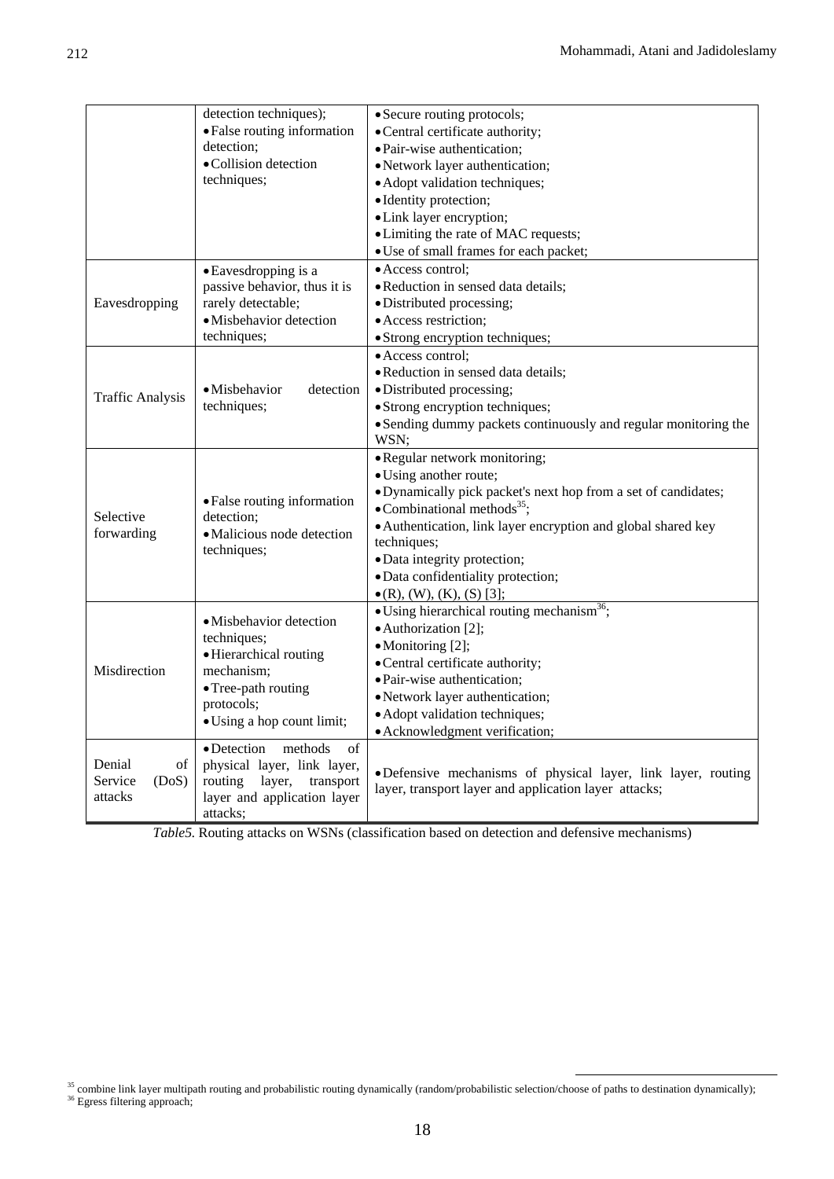| | | |
|---|---|---|
| | detection techniques); • False routing information detection; • Collision detection techniques; | • Secure routing protocols; • Central certificate authority; • Pair-wise authentication; • Network layer authentication; • Adopt validation techniques; • Identity protection; • Link layer encryption; • Limiting the rate of MAC requests; • Use of small frames for each packet; |
| Eavesdropping | • Eavesdropping is a passive behavior, thus it is rarely detectable; • Misbehavior detection techniques; | • Access control; • Reduction in sensed data details; • Distributed processing; • Access restriction; • Strong encryption techniques; |
| Traffic Analysis | • Misbehavior detection techniques; | • Access control; • Reduction in sensed data details; • Distributed processing; • Strong encryption techniques; • Sending dummy packets continuously and regular monitoring the WSN; |
| Selective forwarding | • False routing information detection; • Malicious node detection techniques; | • Regular network monitoring; • Using another route; • Dynamically pick packet's next hop from a set of candidates; • Combinational methods[35]; • Authentication, link layer encryption and global shared key techniques; • Data integrity protection; • Data confidentiality protection; • (R), (W), (K), (S) [3]; |
| Misdirection | • Misbehavior detection techniques; • Hierarchical routing mechanism; • Tree-path routing protocols; • Using a hop count limit; | • Using hierarchical routing mechanism[36]; • Authorization [2]; • Monitoring [2]; • Central certificate authority; • Pair-wise authentication; • Network layer authentication; • Adopt validation techniques; • Acknowledgment verification; |
| Denial of Service (DoS) attacks | • Detection methods of physical layer, link layer, routing layer, transport layer and application layer attacks; | • Defensive mechanisms of physical layer, link layer, routing layer, transport layer and application layer attacks; |

*Table5.* Routing attacks on WSNs (classification based on detection and defensive mechanisms)

[35] combine link layer multipath routing and probabilistic routing dynamically (random/probabilistic selection/choose of paths to destination dynamically);
[36] Egress filtering approach;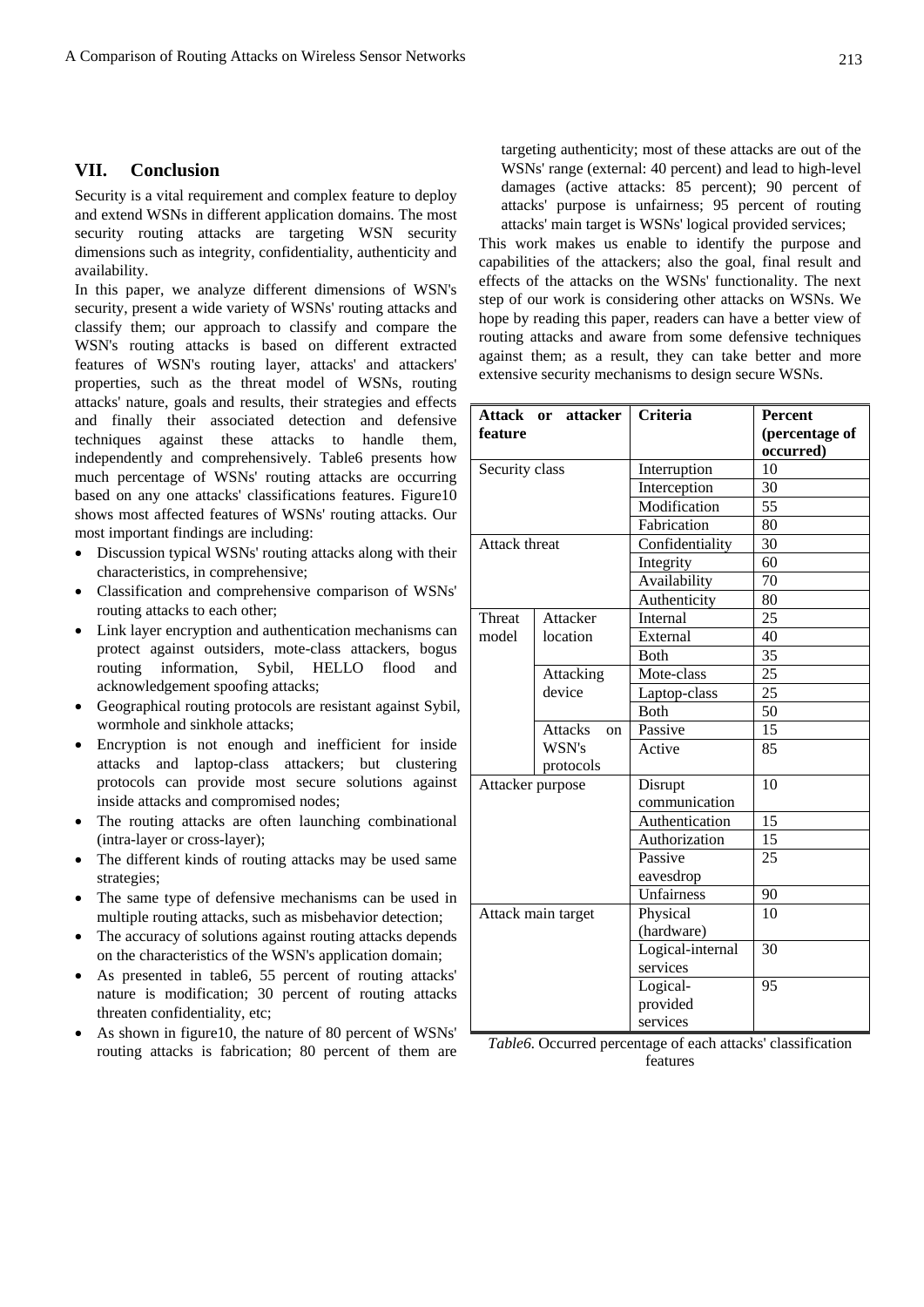## VII. Conclusion

Security is a vital requirement and complex feature to deploy and extend WSNs in different application domains. The most security routing attacks are targeting WSN security dimensions such as integrity, confidentiality, authenticity and availability.

In this paper, we analyze different dimensions of WSN's security, present a wide variety of WSNs' routing attacks and classify them; our approach to classify and compare the WSN's routing attacks is based on different extracted features of WSN's routing layer, attacks' and attackers' properties, such as the threat model of WSNs, routing attacks' nature, goals and results, their strategies and effects and finally their associated detection and defensive techniques against these attacks to handle them, independently and comprehensively. Table6 presents how much percentage of WSNs' routing attacks are occurring based on any one attacks' classifications features. Figure10 shows most affected features of WSNs' routing attacks. Our most important findings are including:

- Discussion typical WSNs' routing attacks along with their characteristics, in comprehensive;
- Classification and comprehensive comparison of WSNs' routing attacks to each other;
- Link layer encryption and authentication mechanisms can protect against outsiders, mote-class attackers, bogus routing information, Sybil, HELLO flood and acknowledgement spoofing attacks;
- Geographical routing protocols are resistant against Sybil, wormhole and sinkhole attacks;
- Encryption is not enough and inefficient for inside attacks and laptop-class attackers; but clustering protocols can provide most secure solutions against inside attacks and compromised nodes;
- The routing attacks are often launching combinational (intra-layer or cross-layer);
- The different kinds of routing attacks may be used same strategies;
- The same type of defensive mechanisms can be used in multiple routing attacks, such as misbehavior detection;
- The accuracy of solutions against routing attacks depends on the characteristics of the WSN's application domain;
- As presented in table6, 55 percent of routing attacks' nature is modification; 30 percent of routing attacks threaten confidentiality, etc;
- As shown in figure10, the nature of 80 percent of WSNs' routing attacks is fabrication; 80 percent of them are targeting authenticity; most of these attacks are out of the WSNs' range (external: 40 percent) and lead to high-level damages (active attacks: 85 percent); 90 percent of attacks' purpose is unfairness; 95 percent of routing attacks' main target is WSNs' logical provided services;

This work makes us enable to identify the purpose and capabilities of the attackers; also the goal, final result and effects of the attacks on the WSNs' functionality. The next step of our work is considering other attacks on WSNs. We hope by reading this paper, readers can have a better view of routing attacks and aware from some defensive techniques against them; as a result, they can take better and more extensive security mechanisms to design secure WSNs.

| Attack or attacker feature | | Criteria | Percent (percentage of occurred) |
|---|---|---|---|
| Security class | | Interruption | 10 |
| | | Interception | 30 |
| | | Modification | 55 |
| | | Fabrication | 80 |
| Attack threat | | Confidentiality | 30 |
| | | Integrity | 60 |
| | | Availability | 70 |
| | | Authenticity | 80 |
| Threat model | Attacker location | Internal | 25 |
| | | External | 40 |
| | | Both | 35 |
| | Attacking device | Mote-class | 25 |
| | | Laptop-class | 25 |
| | | Both | 50 |
| | Attacks on WSN's protocols | Passive | 15 |
| | | Active | 85 |
| Attacker purpose | | Disrupt communication | 10 |
| | | Authentication | 15 |
| | | Authorization | 15 |
| | | Passive eavesdrop | 25 |
| | | Unfairness | 90 |
| Attack main target | | Physical (hardware) | 10 |
| | | Logical-internal services | 30 |
| | | Logical-provided services | 95 |

*Table6.* Occurred percentage of each attacks' classification features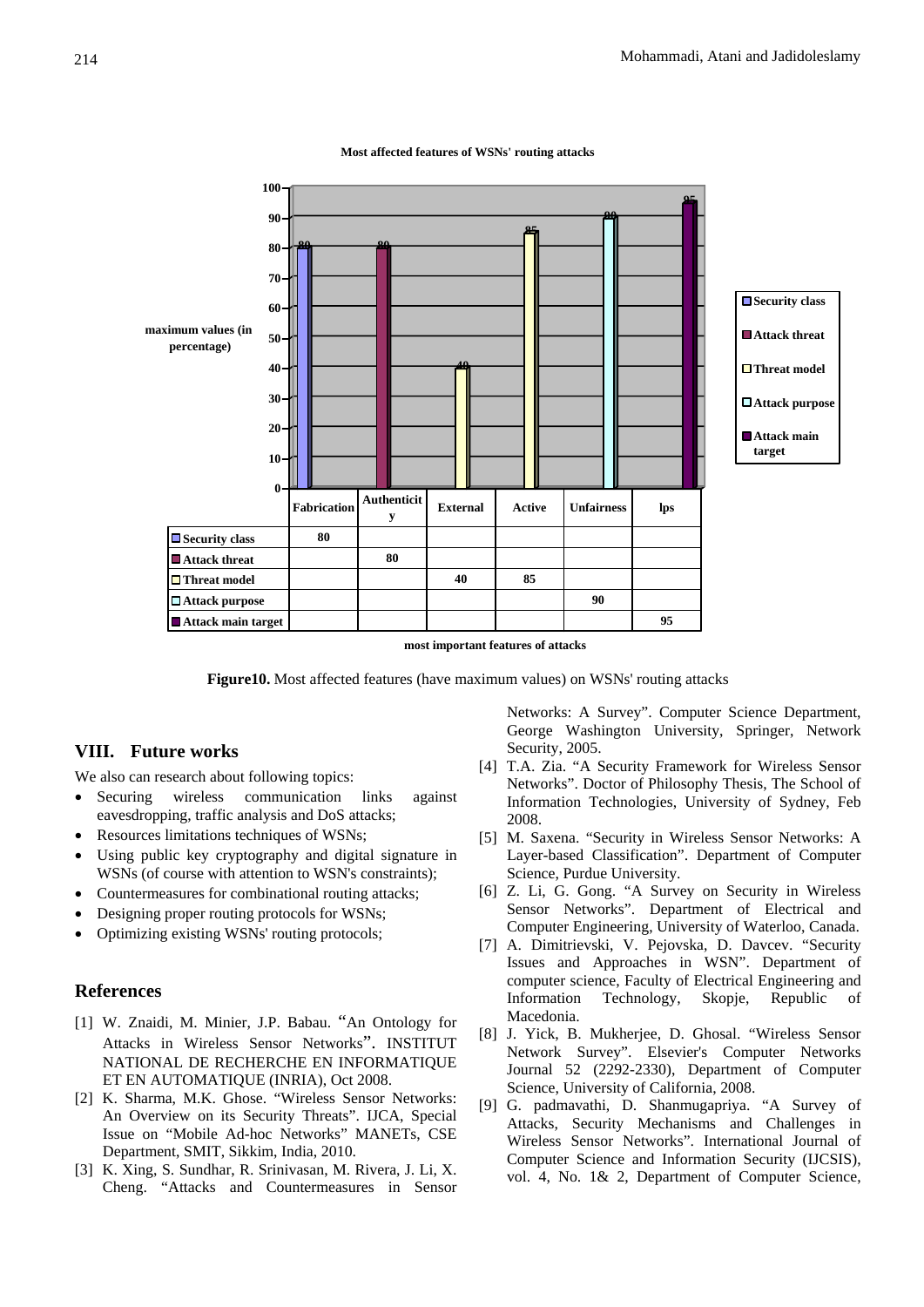**Most affected features of WSNs' routing attacks**

| | Fabrication | Authenticity | External | Active | Unfairness | Ips |
|---|---|---|---|---|---|---|
| Security class | 80 | | | | | |
| Attack threat | | 80 | | | | |
| Threat model | | | 40 | 85 | | |
| Attack purpose | | | | | 90 | |
| Attack main target | | | | | | 95 |

most important features of attacks

**Figure10.** Most affected features (have maximum values) on WSNs' routing attacks

## VIII. Future works

We also can research about following topics:

- Securing wireless communication links against eavesdropping, traffic analysis and DoS attacks;
- Resources limitations techniques of WSNs;
- Using public key cryptography and digital signature in WSNs (of course with attention to WSN's constraints);
- Countermeasures for combinational routing attacks;
- Designing proper routing protocols for WSNs;
- Optimizing existing WSNs' routing protocols;

## References

[1] W. Znaidi, M. Minier, J.P. Babau. "An Ontology for Attacks in Wireless Sensor Networks". INSTITUT NATIONAL DE RECHERCHE EN INFORMATIQUE ET EN AUTOMATIQUE (INRIA), Oct 2008.

[2] K. Sharma, M.K. Ghose. "Wireless Sensor Networks: An Overview on its Security Threats". IJCA, Special Issue on "Mobile Ad-hoc Networks" MANETs, CSE Department, SMIT, Sikkim, India, 2010.

[3] K. Xing, S. Sundhar, R. Srinivasan, M. Rivera, J. Li, X. Cheng. "Attacks and Countermeasures in Sensor Networks: A Survey". Computer Science Department, George Washington University, Springer, Network Security, 2005.

[4] T.A. Zia. "A Security Framework for Wireless Sensor Networks". Doctor of Philosophy Thesis, The School of Information Technologies, University of Sydney, Feb 2008.

[5] M. Saxena. "Security in Wireless Sensor Networks: A Layer-based Classification". Department of Computer Science, Purdue University.

[6] Z. Li, G. Gong. "A Survey on Security in Wireless Sensor Networks". Department of Electrical and Computer Engineering, University of Waterloo, Canada.

[7] A. Dimitrievski, V. Pejovska, D. Davcev. "Security Issues and Approaches in WSN". Department of computer science, Faculty of Electrical Engineering and Information Technology, Skopje, Republic of Macedonia.

[8] J. Yick, B. Mukherjee, D. Ghosal. "Wireless Sensor Network Survey". Elsevier's Computer Networks Journal 52 (2292-2330), Department of Computer Science, University of California, 2008.

[9] G. padmavathi, D. Shanmugapriya. "A Survey of Attacks, Security Mechanisms and Challenges in Wireless Sensor Networks". International Journal of Computer Science and Information Security (IJCSIS), vol. 4, No. 1& 2, Department of Computer Science,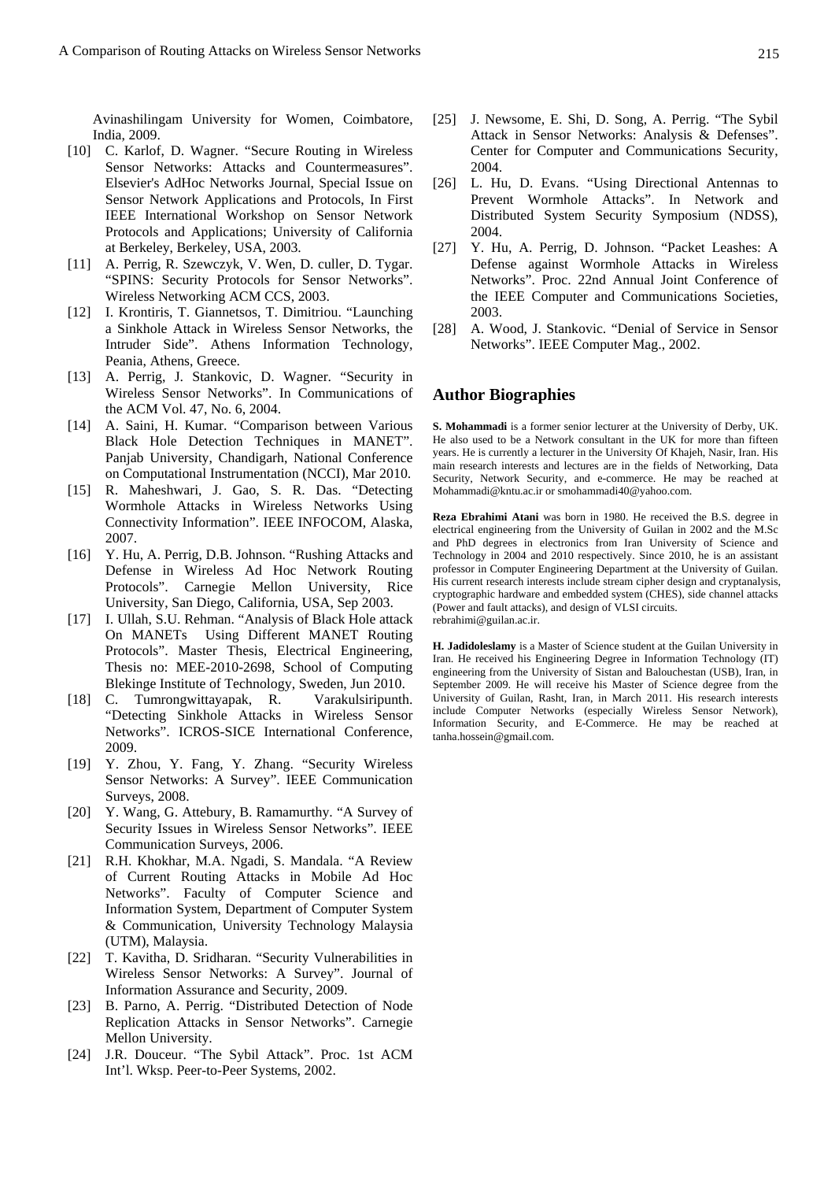Avinashilingam University for Women, Coimbatore, India, 2009.

[10] C. Karlof, D. Wagner. "Secure Routing in Wireless Sensor Networks: Attacks and Countermeasures". Elsevier's AdHoc Networks Journal, Special Issue on Sensor Network Applications and Protocols, In First IEEE International Workshop on Sensor Network Protocols and Applications; University of California at Berkeley, Berkeley, USA, 2003.

[11] A. Perrig, R. Szewczyk, V. Wen, D. culler, D. Tygar. "SPINS: Security Protocols for Sensor Networks". Wireless Networking ACM CCS, 2003.

[12] I. Krontiris, T. Giannetsos, T. Dimitriou. "Launching a Sinkhole Attack in Wireless Sensor Networks, the Intruder Side". Athens Information Technology, Peania, Athens, Greece.

[13] A. Perrig, J. Stankovic, D. Wagner. "Security in Wireless Sensor Networks". In Communications of the ACM Vol. 47, No. 6, 2004.

[14] A. Saini, H. Kumar. "Comparison between Various Black Hole Detection Techniques in MANET". Panjab University, Chandigarh, National Conference on Computational Instrumentation (NCCI), Mar 2010.

[15] R. Maheshwari, J. Gao, S. R. Das. "Detecting Wormhole Attacks in Wireless Networks Using Connectivity Information". IEEE INFOCOM, Alaska, 2007.

[16] Y. Hu, A. Perrig, D.B. Johnson. "Rushing Attacks and Defense in Wireless Ad Hoc Network Routing Protocols". Carnegie Mellon University, Rice University, San Diego, California, USA, Sep 2003.

[17] I. Ullah, S.U. Rehman. "Analysis of Black Hole attack On MANETs Using Different MANET Routing Protocols". Master Thesis, Electrical Engineering, Thesis no: MEE-2010-2698, School of Computing Blekinge Institute of Technology, Sweden, Jun 2010.

[18] C. Tumrongwittayapak, R. Varakulsiripunth. "Detecting Sinkhole Attacks in Wireless Sensor Networks". ICROS-SICE International Conference, 2009.

[19] Y. Zhou, Y. Fang, Y. Zhang. "Security Wireless Sensor Networks: A Survey". IEEE Communication Surveys, 2008.

[20] Y. Wang, G. Attebury, B. Ramamurthy. "A Survey of Security Issues in Wireless Sensor Networks". IEEE Communication Surveys, 2006.

[21] R.H. Khokhar, M.A. Ngadi, S. Mandala. "A Review of Current Routing Attacks in Mobile Ad Hoc Networks". Faculty of Computer Science and Information System, Department of Computer System & Communication, University Technology Malaysia (UTM), Malaysia.

[22] T. Kavitha, D. Sridharan. "Security Vulnerabilities in Wireless Sensor Networks: A Survey". Journal of Information Assurance and Security, 2009.

[23] B. Parno, A. Perrig. "Distributed Detection of Node Replication Attacks in Sensor Networks". Carnegie Mellon University.

[24] J.R. Douceur. "The Sybil Attack". Proc. 1st ACM Int'l. Wksp. Peer-to-Peer Systems, 2002.

[25] J. Newsome, E. Shi, D. Song, A. Perrig. "The Sybil Attack in Sensor Networks: Analysis & Defenses". Center for Computer and Communications Security, 2004.

[26] L. Hu, D. Evans. "Using Directional Antennas to Prevent Wormhole Attacks". In Network and Distributed System Security Symposium (NDSS), 2004.

[27] Y. Hu, A. Perrig, D. Johnson. "Packet Leashes: A Defense against Wormhole Attacks in Wireless Networks". Proc. 22nd Annual Joint Conference of the IEEE Computer and Communications Societies, 2003.

[28] A. Wood, J. Stankovic. "Denial of Service in Sensor Networks". IEEE Computer Mag., 2002.

## Author Biographies

**S. Mohammadi** is a former senior lecturer at the University of Derby, UK. He also used to be a Network consultant in the UK for more than fifteen years. He is currently a lecturer in the University Of Khajeh, Nasir, Iran. His main research interests and lectures are in the fields of Networking, Data Security, Network Security, and e-commerce. He may be reached at Mohammadi@kntu.ac.ir or smohammadi40@yahoo.com.

**Reza Ebrahimi Atani** was born in 1980. He received the B.S. degree in electrical engineering from the University of Guilan in 2002 and the M.Sc and PhD degrees in electronics from Iran University of Science and Technology in 2004 and 2010 respectively. Since 2010, he is an assistant professor in Computer Engineering Department at the University of Guilan. His current research interests include stream cipher design and cryptanalysis, cryptographic hardware and embedded system (CHES), side channel attacks (Power and fault attacks), and design of VLSI circuits. rebrahimi@guilan.ac.ir.

**H. Jadidoleslamy** is a Master of Science student at the Guilan University in Iran. He received his Engineering Degree in Information Technology (IT) engineering from the University of Sistan and Balouchestan (USB), Iran, in September 2009. He will receive his Master of Science degree from the University of Guilan, Rasht, Iran, in March 2011. His research interests include Computer Networks (especially Wireless Sensor Network), Information Security, and E-Commerce. He may be reached at tanha.hossein@gmail.com.